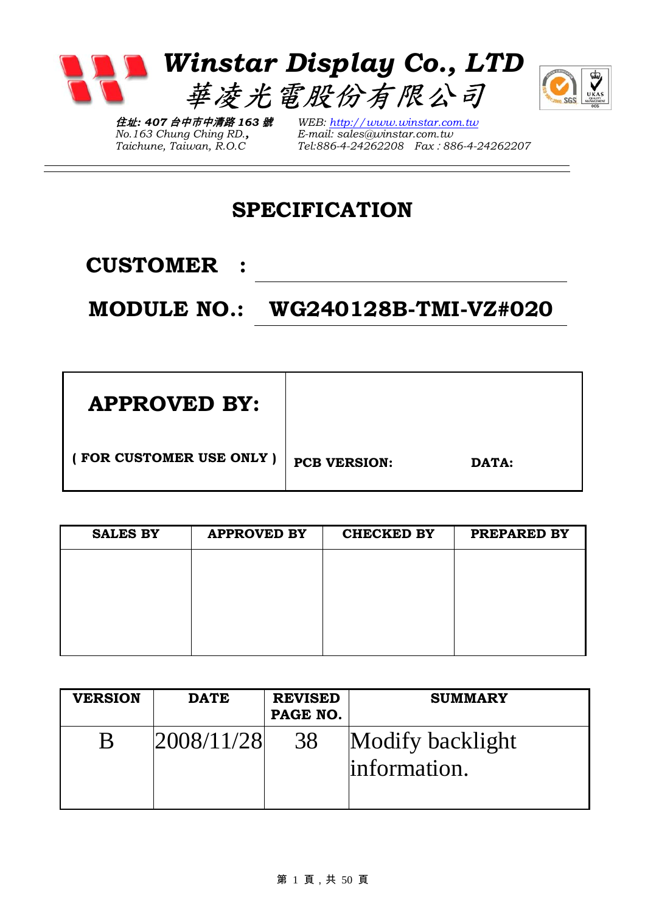# *Winstar Display Co., LTD*
# *華凌光電股份有限公司*

***住址: 407 台中市中清路 163 號***
*No.163 Chung Ching RD.,*
*Taichune, Taiwan, R.O.C*

*WEB: http://www.winstar.com.tw*
*E-mail: sales@winstar.com.tw*
*Tel:886-4-24262208 Fax : 886-4-24262207*

# SPECIFICATION

## CUSTOMER :

## MODULE NO.: WG240128B-TMI-VZ#020

| **APPROVED BY:** ( FOR CUSTOMER USE ONLY ) | **PCB VERSION:** | **DATA:** |
|---|---|---|

| SALES BY | APPROVED BY | CHECKED BY | PREPARED BY |
|---|---|---|---|
| | | | |

| VERSION | DATE | REVISED PAGE NO. | SUMMARY |
|---|---|---|---|
| B | 2008/11/28 | 38 | Modify backlight information. |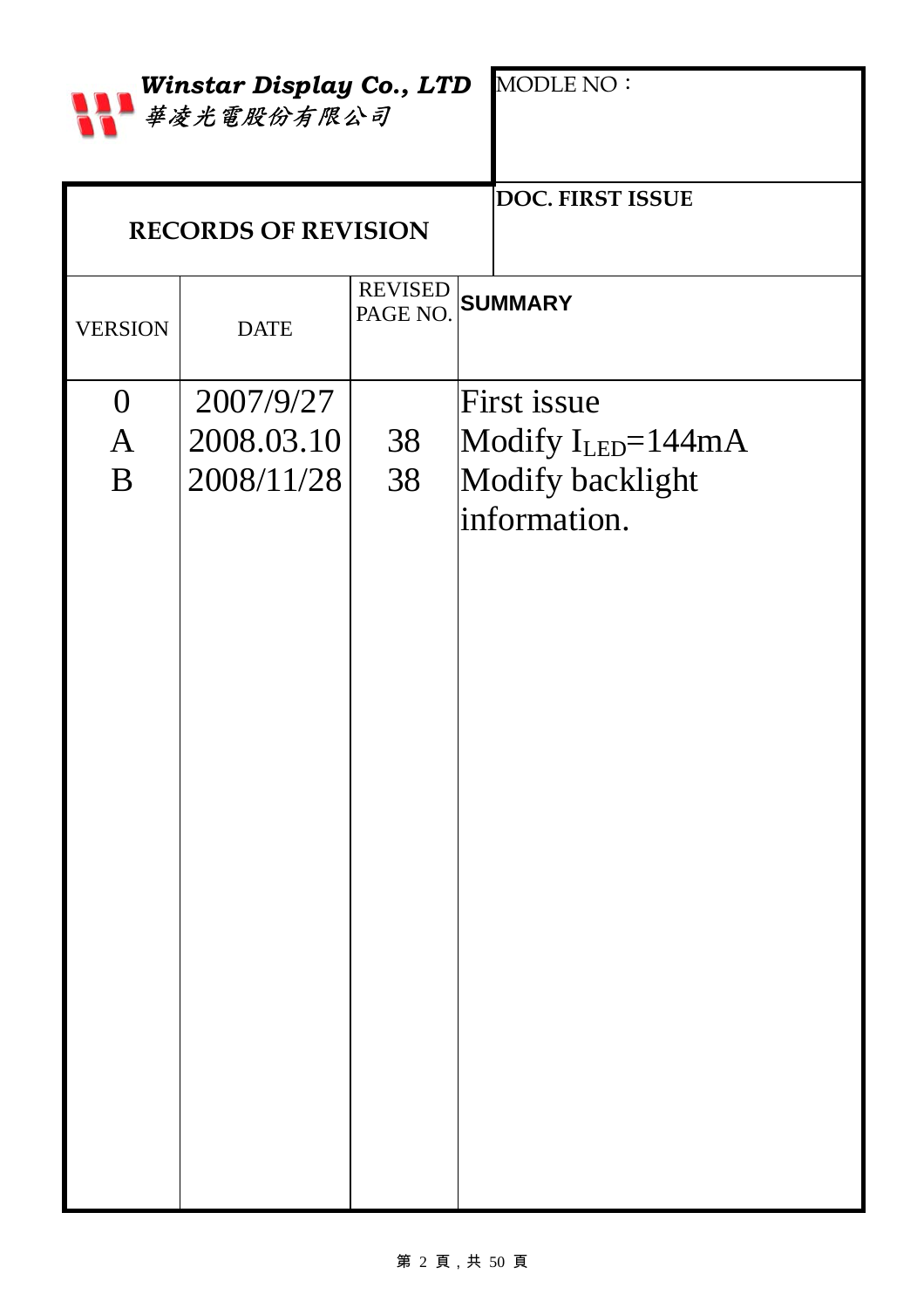*Winstar Display Co., LTD*
*華凌光電股份有限公司*

MODLE NO：

## RECORDS OF REVISION

**DOC. FIRST ISSUE**

| VERSION | DATE | REVISED PAGE NO. | SUMMARY |
|---|---|---|---|
| 0 | 2007/9/27 | | First issue |
| A | 2008.03.10 | 38 | Modify $I_{LED}$=144mA |
| B | 2008/11/28 | 38 | Modify backlight information. |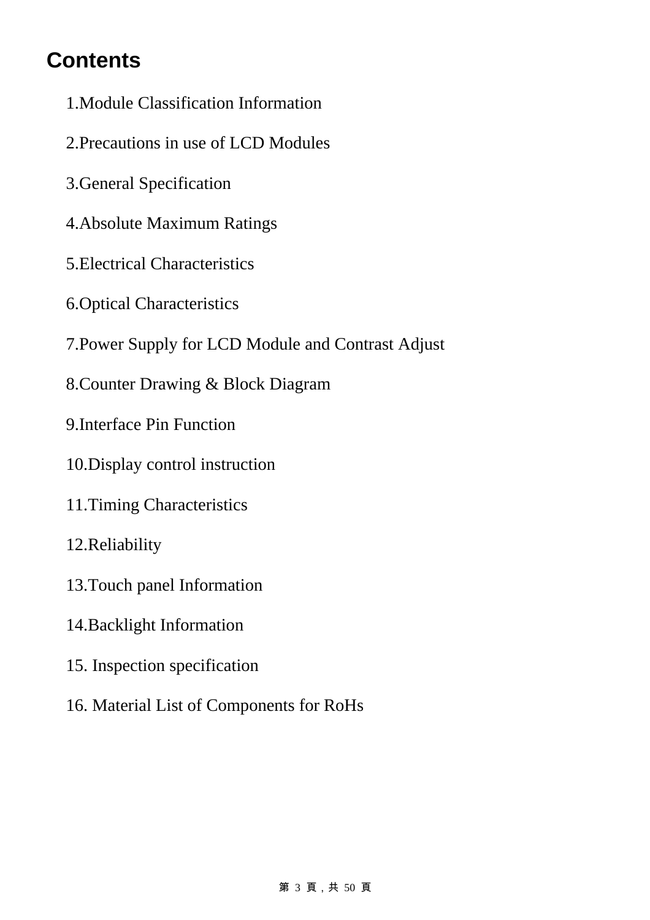# Contents

1.Module Classification Information

2.Precautions in use of LCD Modules

3.General Specification

4.Absolute Maximum Ratings

5.Electrical Characteristics

6.Optical Characteristics

7.Power Supply for LCD Module and Contrast Adjust

8.Counter Drawing & Block Diagram

9.Interface Pin Function

10.Display control instruction

11.Timing Characteristics

12.Reliability

13.Touch panel Information

14.Backlight Information

15. Inspection specification

16. Material List of Components for RoHs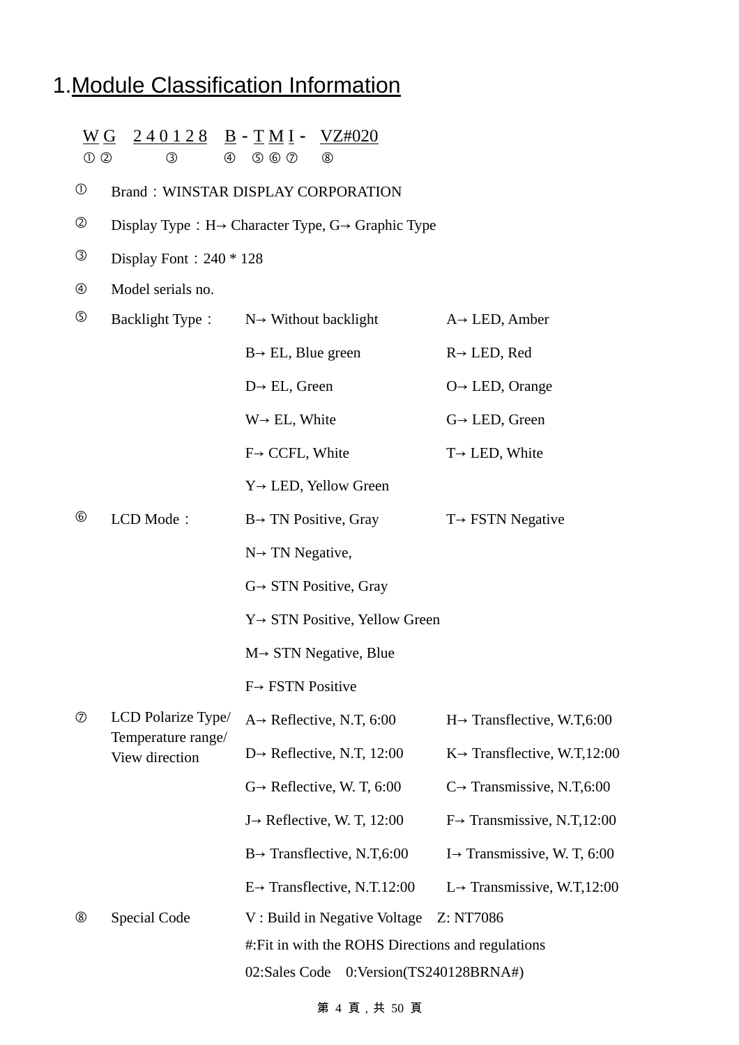# 1.Module Classification Information

W G 2 4 0 1 2 8 B - T M I - VZ#020
① ② ③ ④ ⑤ ⑥ ⑦ ⑧

① Brand：WINSTAR DISPLAY CORPORATION

② Display Type：H→ Character Type, G→ Graphic Type

③ Display Font：240 * 128

④ Model serials no.

⑤ Backlight Type：

| | |
|---|---|
| N→ Without backlight | A→ LED, Amber |
| B→ EL, Blue green | R→ LED, Red |
| D→ EL, Green | O→ LED, Orange |
| W→ EL, White | G→ LED, Green |
| F→ CCFL, White | T→ LED, White |
| Y→ LED, Yellow Green | |

⑥ LCD Mode：

| | |
|---|---|
| B→ TN Positive, Gray | T→ FSTN Negative |
| N→ TN Negative, | |
| G→ STN Positive, Gray | |
| Y→ STN Positive, Yellow Green | |
| M→ STN Negative, Blue | |
| F→ FSTN Positive | |

⑦ LCD Polarize Type/ Temperature range/ View direction

| | |
|---|---|
| A→ Reflective, N.T, 6:00 | H→ Transflective, W.T,6:00 |
| D→ Reflective, N.T, 12:00 | K→ Transflective, W.T,12:00 |
| G→ Reflective, W. T, 6:00 | C→ Transmissive, N.T,6:00 |
| J→ Reflective, W. T, 12:00 | F→ Transmissive, N.T,12:00 |
| B→ Transflective, N.T,6:00 | I→ Transmissive, W. T, 6:00 |
| E→ Transflective, N.T.12:00 | L→ Transmissive, W.T,12:00 |

⑧ Special Code

V : Build in Negative Voltage  Z: NT7086

#:Fit in with the ROHS Directions and regulations

02:Sales Code  0:Version(TS240128BRNA#)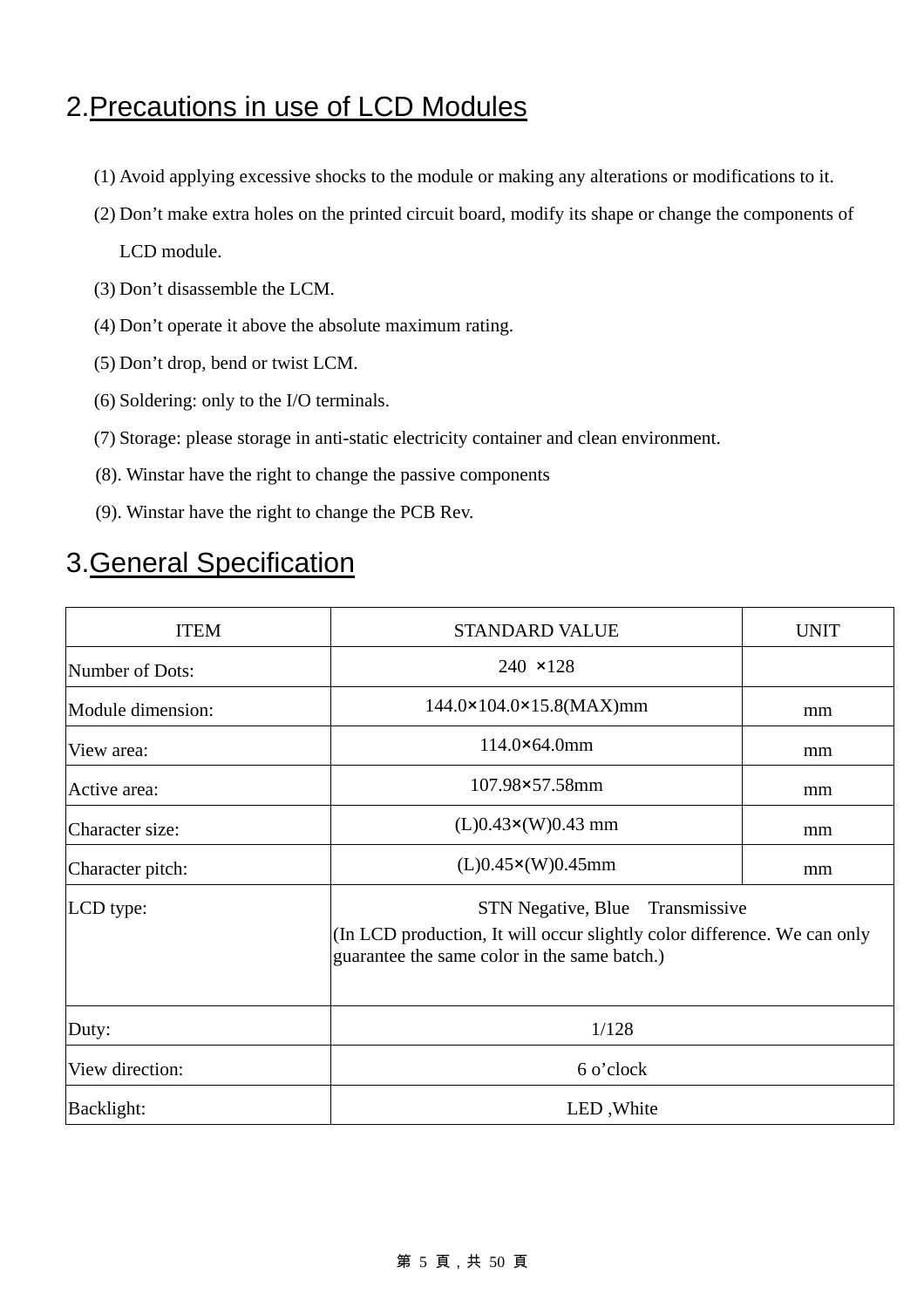## 2.Precautions in use of LCD Modules

(1) Avoid applying excessive shocks to the module or making any alterations or modifications to it.
(2) Don’t make extra holes on the printed circuit board, modify its shape or change the components of LCD module.
(3) Don’t disassemble the LCM.
(4) Don’t operate it above the absolute maximum rating.
(5) Don’t drop, bend or twist LCM.
(6) Soldering: only to the I/O terminals.
(7) Storage: please storage in anti-static electricity container and clean environment.
(8). Winstar have the right to change the passive components
(9). Winstar have the right to change the PCB Rev.

## 3.General Specification

| ITEM | STANDARD VALUE | UNIT |
|---|---|---|
| Number of Dots: | 240 ×128 | |
| Module dimension: | 144.0×104.0×15.8(MAX)mm | mm |
| View area: | 114.0×64.0mm | mm |
| Active area: | 107.98×57.58mm | mm |
| Character size: | (L)0.43×(W)0.43 mm | mm |
| Character pitch: | (L)0.45×(W)0.45mm | mm |
| LCD type: | STN Negative, Blue Transmissive<br>(In LCD production, It will occur slightly color difference. We can only guarantee the same color in the same batch.) | |
| Duty: | 1/128 | |
| View direction: | 6 o’clock | |
| Backlight: | LED ,White | |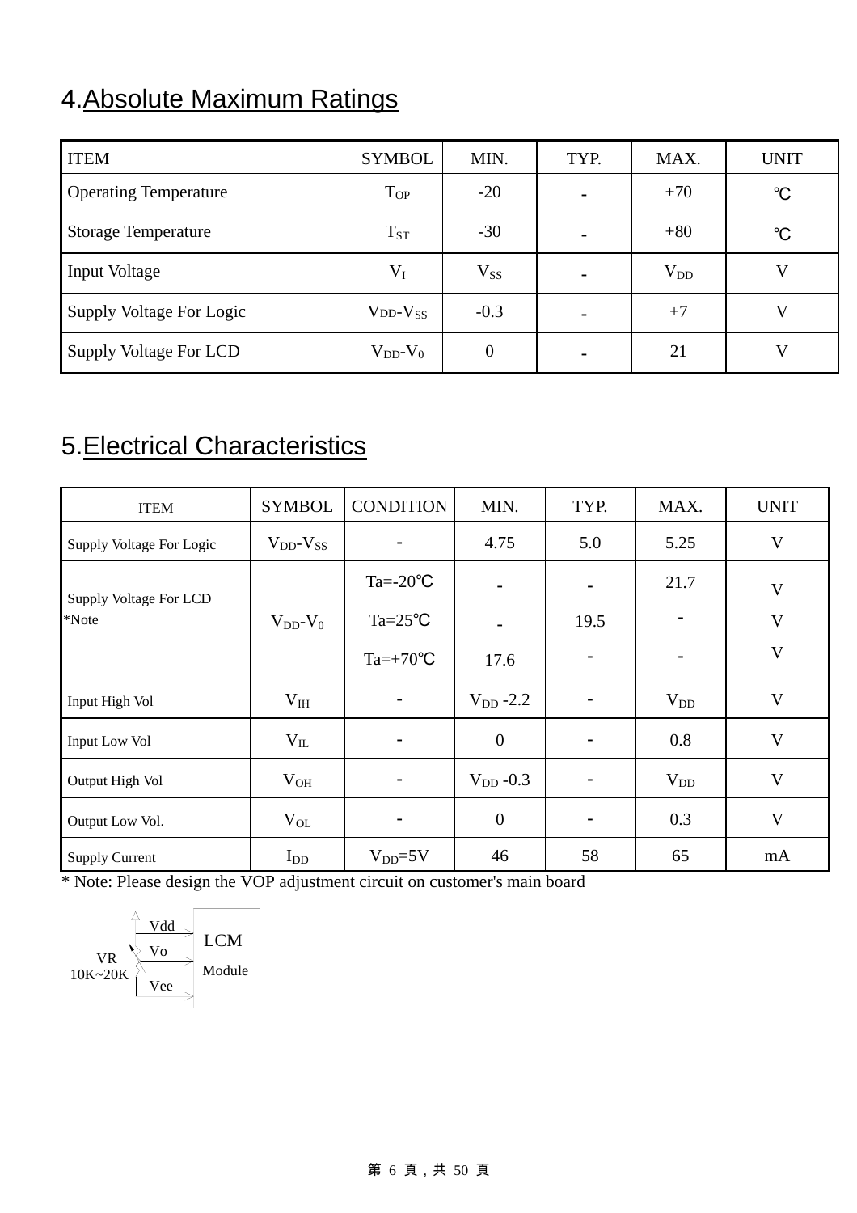# 4.Absolute Maximum Ratings

| ITEM | SYMBOL | MIN. | TYP. | MAX. | UNIT |
|---|---|---|---|---|---|
| Operating Temperature | $T_{OP}$ | -20 | - | +70 | ℃ |
| Storage Temperature | $T_{ST}$ | -30 | - | +80 | ℃ |
| Input Voltage | $V_I$ | $V_{SS}$ | - | $V_{DD}$ | V |
| Supply Voltage For Logic | $V_{DD}$-$V_{SS}$ | -0.3 | - | +7 | V |
| Supply Voltage For LCD | $V_{DD}$-$V_0$ | 0 | - | 21 | V |

# 5.Electrical Characteristics

| ITEM | SYMBOL | CONDITION | MIN. | TYP. | MAX. | UNIT |
|---|---|---|---|---|---|---|
| Supply Voltage For Logic | $V_{DD}$-$V_{SS}$ | - | 4.75 | 5.0 | 5.25 | V |
| Supply Voltage For LCD *Note | $V_{DD}$-$V_0$ | Ta=-20℃ | - | - | 21.7 | V |
| | | Ta=25℃ | - | 19.5 | - | V |
| | | Ta=+70℃ | 17.6 | - | - | V |
| Input High Vol | $V_{IH}$ | - | $V_{DD}$ -2.2 | - | $V_{DD}$ | V |
| Input Low Vol | $V_{IL}$ | - | 0 | - | 0.8 | V |
| Output High Vol | $V_{OH}$ | - | $V_{DD}$ -0.3 | - | $V_{DD}$ | V |
| Output Low Vol. | $V_{OL}$ | - | 0 | - | 0.3 | V |
| Supply Current | $I_{DD}$ | $V_{DD}$=5V | 46 | 58 | 65 | mA |

* Note: Please design the VOP adjustment circuit on customer's main board

VR 10K~20K — Vdd, Vo, Vee — LCM Module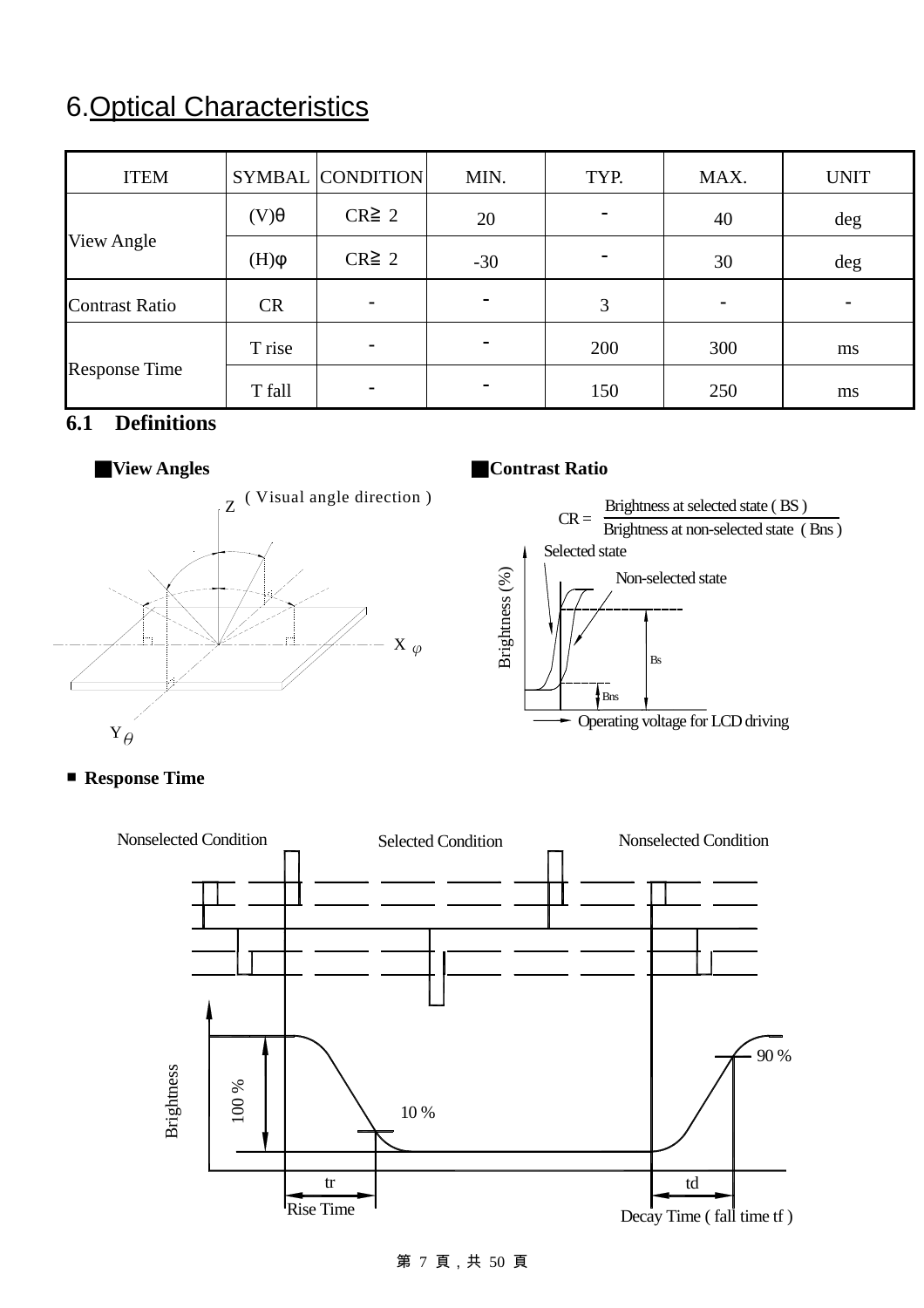# 6.Optical Characteristics

| ITEM | SYMBAL | CONDITION | MIN. | TYP. | MAX. | UNIT |
|---|---|---|---|---|---|---|
| View Angle | (V)θ | CR≧ 2 | 20 | - | 40 | deg |
| | (H)φ | CR≧ 2 | -30 | - | 30 | deg |
| Contrast Ratio | CR | - | - | 3 | - | - |
| Response Time | T rise | - | - | 200 | 300 | ms |
| | T fall | - | - | 150 | 250 | ms |

## 6.1 Definitions

**■View Angles**

Z ( Visual angle direction )

X $\varphi$

Y $\theta$

**■Contrast Ratio**

$$CR = \frac{\text{Brightness at selected state ( BS )}}{\text{Brightness at non-selected state ( Bns )}}$$

Selected state

Non-selected state

Brightness (%)

Bs

Bns

Operating voltage for LCD driving

**■ Response Time**

Nonselected Condition | Selected Condition | Nonselected Condition

Brightness

100 %

10 %

90 %

tr

Rise Time

td

Decay Time ( fall time tf )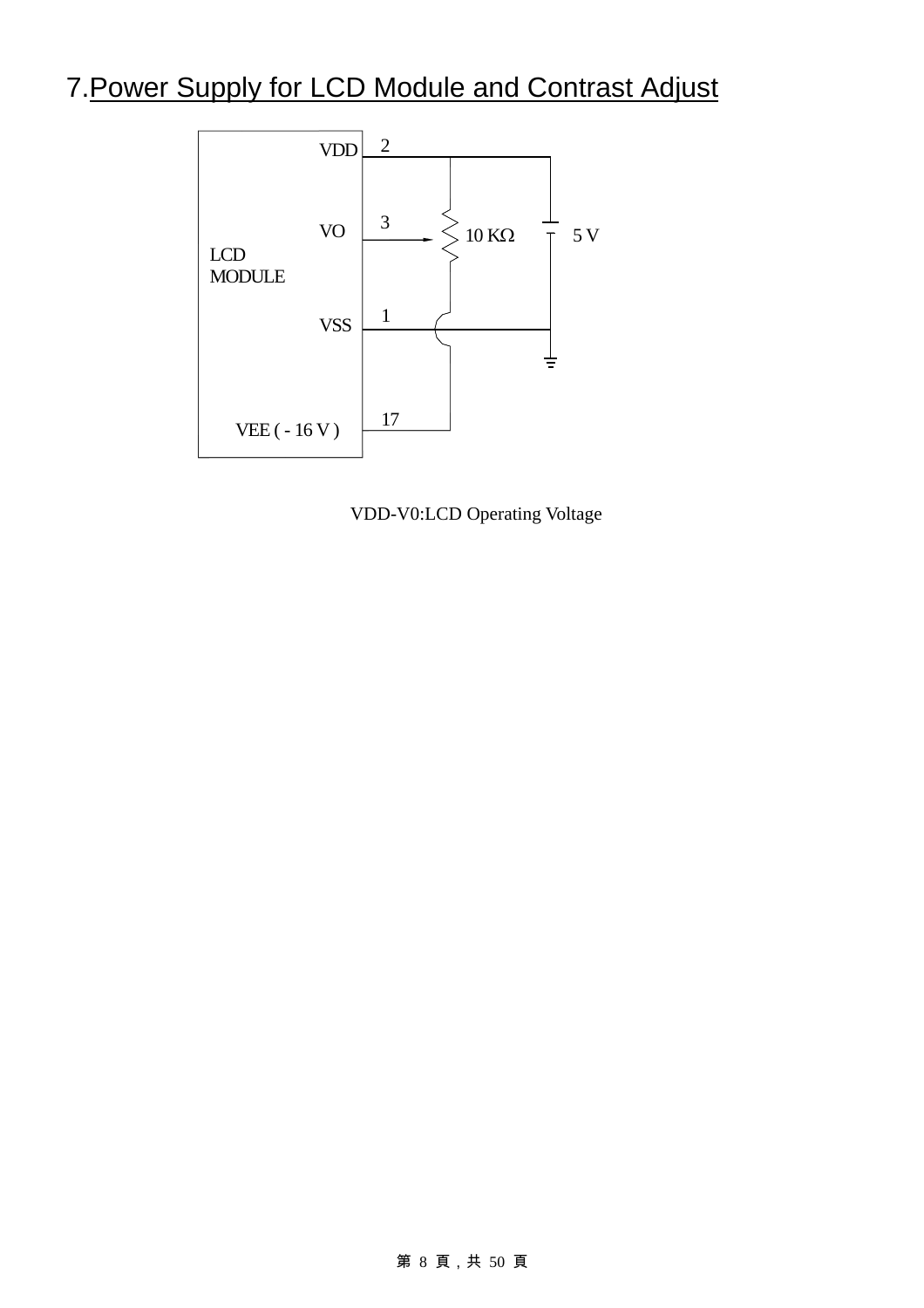# 7. Power Supply for LCD Module and Contrast Adjust

VDD 2

VO 3

LCD MODULE

VSS 1

VEE ( - 16 V ) 17

10 KΩ

5 V

VDD-V0:LCD Operating Voltage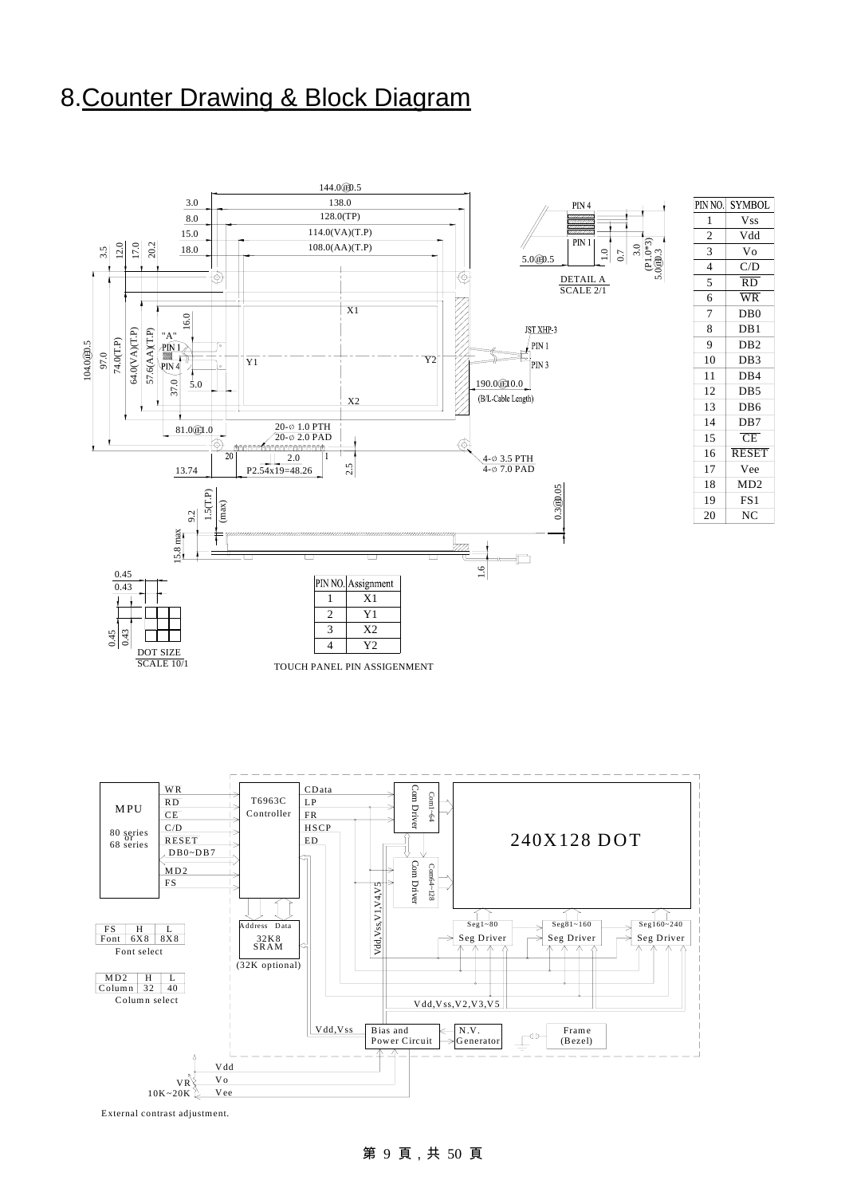# 8.Counter Drawing & Block Diagram

| PIN NO. | SYMBOL |
|---|---|
| 1 | Vss |
| 2 | Vdd |
| 3 | Vo |
| 4 | C/D |
| 5 | RD |
| 6 | WR |
| 7 | DB0 |
| 8 | DB1 |
| 9 | DB2 |
| 10 | DB3 |
| 11 | DB4 |
| 12 | DB5 |
| 13 | DB6 |
| 14 | DB7 |
| 15 | CE |
| 16 | RESET |
| 17 | Vee |
| 18 | MD2 |
| 19 | FS1 |
| 20 | NC |

| PIN NO. | Assignment |
|---|---|
| 1 | X1 |
| 2 | Y1 |
| 3 | X2 |
| 4 | Y2 |

TOUCH PANEL PIN ASSIGENMENT

| FS | H | L |
|---|---|---|
| Font | 6X8 | 8X8 |

Font select

| MD2 | H | L |
|---|---|---|
| Column | 32 | 40 |

Column select

External contrast adjustment.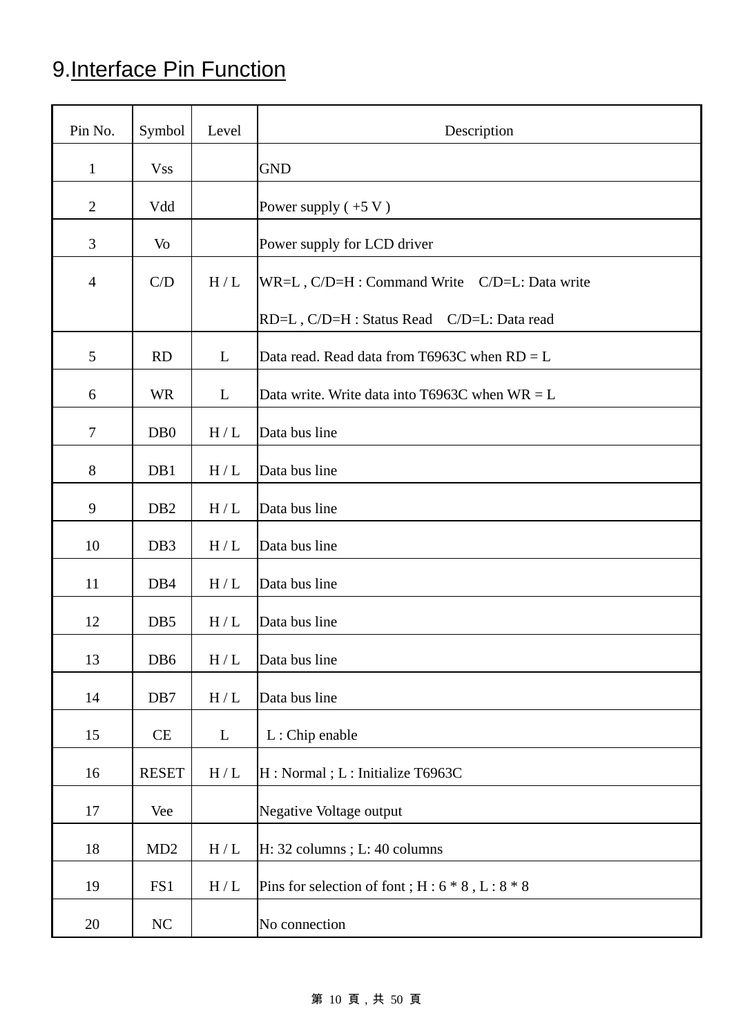## 9.Interface Pin Function

| Pin No. | Symbol | Level | Description |
|---|---|---|---|
| 1 | Vss | | GND |
| 2 | Vdd | | Power supply ( +5 V ) |
| 3 | Vo | | Power supply for LCD driver |
| 4 | C/D | H / L | WR=L , C/D=H : Command Write  C/D=L: Data write<br>RD=L , C/D=H : Status Read  C/D=L: Data read |
| 5 | RD | L | Data read. Read data from T6963C when RD = L |
| 6 | WR | L | Data write. Write data into T6963C when WR = L |
| 7 | DB0 | H / L | Data bus line |
| 8 | DB1 | H / L | Data bus line |
| 9 | DB2 | H / L | Data bus line |
| 10 | DB3 | H / L | Data bus line |
| 11 | DB4 | H / L | Data bus line |
| 12 | DB5 | H / L | Data bus line |
| 13 | DB6 | H / L | Data bus line |
| 14 | DB7 | H / L | Data bus line |
| 15 | CE | L | L : Chip enable |
| 16 | RESET | H / L | H : Normal ; L : Initialize T6963C |
| 17 | Vee | | Negative Voltage output |
| 18 | MD2 | H / L | H: 32 columns ; L: 40 columns |
| 19 | FS1 | H / L | Pins for selection of font ; H : 6 * 8 , L : 8 * 8 |
| 20 | NC | | No connection |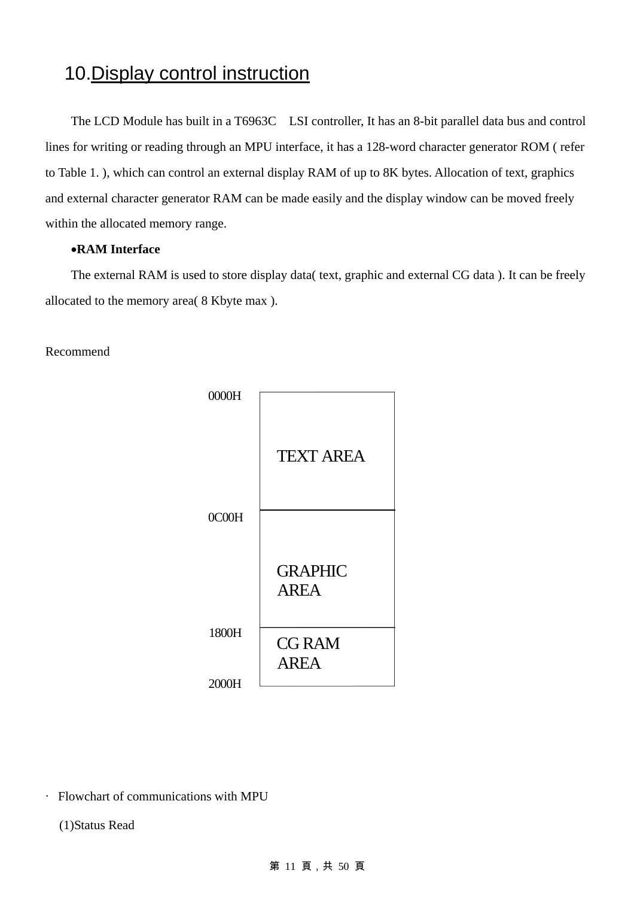## 10.Display control instruction

The LCD Module has built in a T6963C LSI controller, It has an 8-bit parallel data bus and control lines for writing or reading through an MPU interface, it has a 128-word character generator ROM ( refer to Table 1. ), which can control an external display RAM of up to 8K bytes. Allocation of text, graphics and external character generator RAM can be made easily and the display window can be moved freely within the allocated memory range.

•**RAM Interface**

The external RAM is used to store display data( text, graphic and external CG data ). It can be freely allocated to the memory area( 8 Kbyte max ).

Recommend

| Address | Area |
|---|---|
| 0000H | TEXT AREA |
| 0C00H | GRAPHIC AREA |
| 1800H | CG RAM AREA |
| 2000H | |

· Flowchart of communications with MPU

(1)Status Read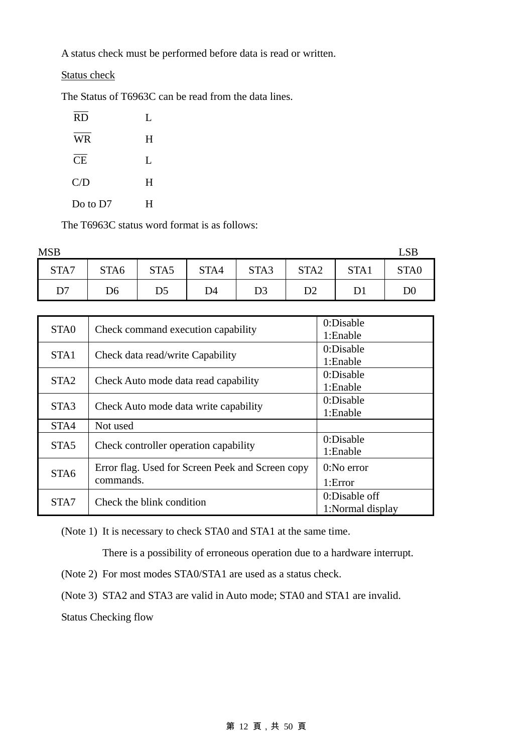A status check must be performed before data is read or written.

Status check

The Status of T6963C can be read from the data lines.

| | |
|---|---|
| $\overline{RD}$ | L |
| $\overline{WR}$ | H |
| $\overline{CE}$ | L |
| C/D | H |
| Do to D7 | H |

The T6963C status word format is as follows:

MSB LSB

| STA7 | STA6 | STA5 | STA4 | STA3 | STA2 | STA1 | STA0 |
|---|---|---|---|---|---|---|---|
| D7 | D6 | D5 | D4 | D3 | D2 | D1 | D0 |

| | | |
|---|---|---|
| STA0 | Check command execution capability | 0:Disable<br>1:Enable |
| STA1 | Check data read/write Capability | 0:Disable<br>1:Enable |
| STA2 | Check Auto mode data read capability | 0:Disable<br>1:Enable |
| STA3 | Check Auto mode data write capability | 0:Disable<br>1:Enable |
| STA4 | Not used | |
| STA5 | Check controller operation capability | 0:Disable<br>1:Enable |
| STA6 | Error flag. Used for Screen Peek and Screen copy commands. | 0:No error<br>1:Error |
| STA7 | Check the blink condition | 0:Disable off<br>1:Normal display |

(Note 1) It is necessary to check STA0 and STA1 at the same time.

There is a possibility of erroneous operation due to a hardware interrupt.

(Note 2) For most modes STA0/STA1 are used as a status check.

(Note 3) STA2 and STA3 are valid in Auto mode; STA0 and STA1 are invalid.

Status Checking flow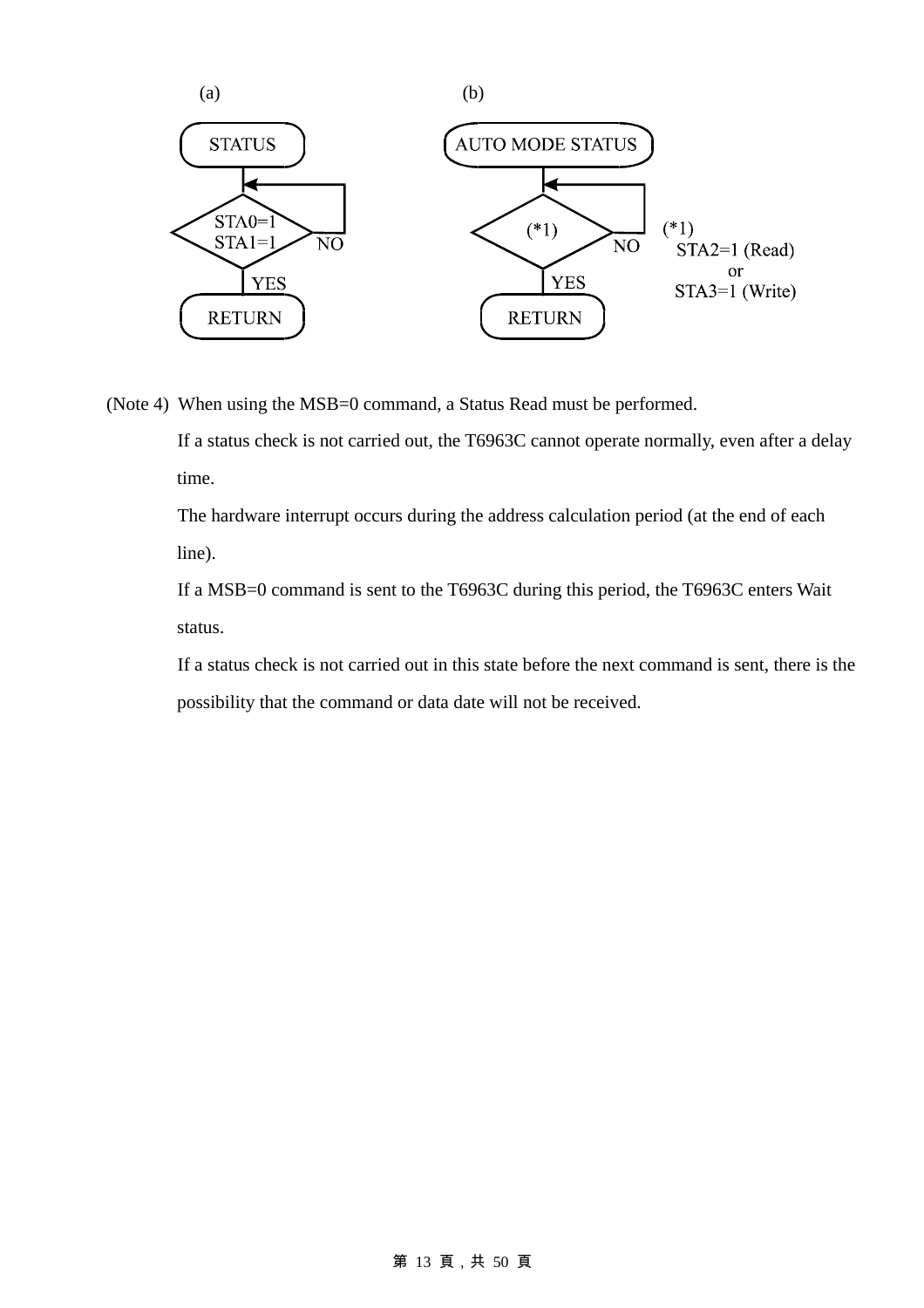(a)

STATUS

STA0=1
STA1=1

NO

YES

RETURN

(b)

AUTO MODE STATUS

(*1)

NO

YES

RETURN

(*1)
STA2=1 (Read)
or
STA3=1 (Write)

(Note 4) When using the MSB=0 command, a Status Read must be performed.

If a status check is not carried out, the T6963C cannot operate normally, even after a delay time.

The hardware interrupt occurs during the address calculation period (at the end of each line).

If a MSB=0 command is sent to the T6963C during this period, the T6963C enters Wait status.

If a status check is not carried out in this state before the next command is sent, there is the possibility that the command or data date will not be received.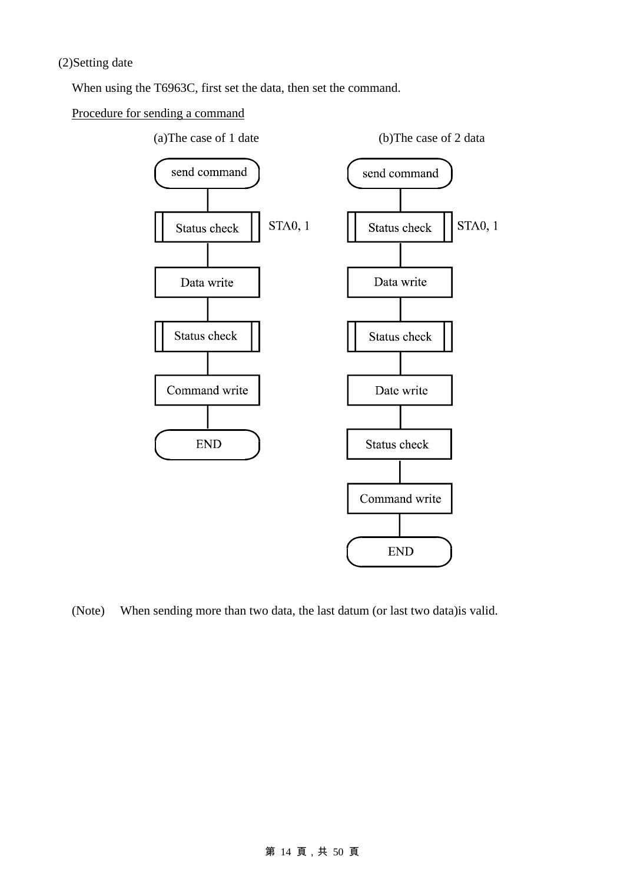(2)Setting date

When using the T6963C, first set the data, then set the command.

<u>Procedure for sending a command</u>

(a)The case of 1 date

```
send command
     |
Status check    STA0, 1
     |
Data write
     |
Status check
     |
Command write
     |
END
```

(b)The case of 2 data

```
send command
     |
Status check    STA0, 1
     |
Data write
     |
Status check
     |
Date write
     |
Status check
     |
Command write
     |
END
```

(Note) When sending more than two data, the last datum (or last two data)is valid.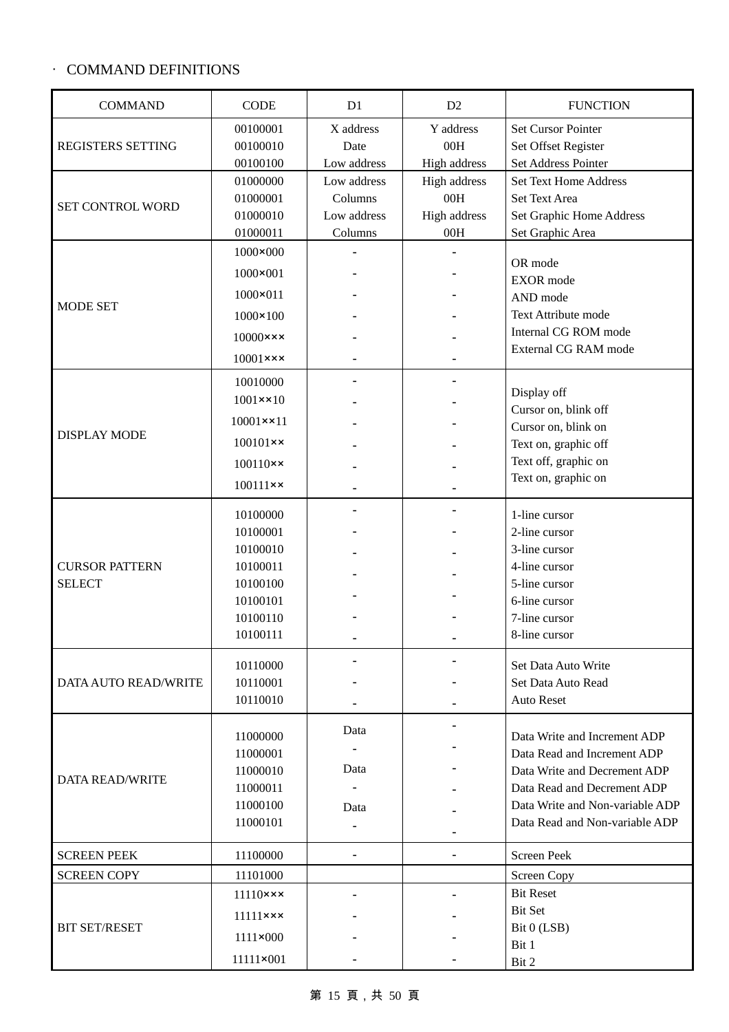· COMMAND DEFINITIONS

| COMMAND | CODE | D1 | D2 | FUNCTION |
|---|---|---|---|---|
| REGISTERS SETTING | 00100001<br>00100010<br>00100100 | X address<br>Date<br>Low address | Y address<br>00H<br>High address | Set Cursor Pointer<br>Set Offset Register<br>Set Address Pointer |
| SET CONTROL WORD | 01000000<br>01000001<br>01000010<br>01000011 | Low address<br>Columns<br>Low address<br>Columns | High address<br>00H<br>High address<br>00H | Set Text Home Address<br>Set Text Area<br>Set Graphic Home Address<br>Set Graphic Area |
| MODE SET | 1000×000<br>1000×001<br>1000×011<br>1000×100<br>10000×××<br>10001××× | -<br>-<br>-<br>-<br>-<br>- | -<br>-<br>-<br>-<br>-<br>- | OR mode<br>EXOR mode<br>AND mode<br>Text Attribute mode<br>Internal CG ROM mode<br>External CG RAM mode |
| DISPLAY MODE | 10010000<br>1001××10<br>10001××11<br>100101××<br>100110××<br>100111×× | -<br>-<br>-<br>-<br>-<br>- | -<br>-<br>-<br>-<br>-<br>- | Display off<br>Cursor on, blink off<br>Cursor on, blink on<br>Text on, graphic off<br>Text off, graphic on<br>Text on, graphic on |
| CURSOR PATTERN SELECT | 10100000<br>10100001<br>10100010<br>10100011<br>10100100<br>10100101<br>10100110<br>10100111 | -<br>-<br>-<br>-<br>-<br>-<br>- | -<br>-<br>-<br>-<br>-<br>-<br>- | 1-line cursor<br>2-line cursor<br>3-line cursor<br>4-line cursor<br>5-line cursor<br>6-line cursor<br>7-line cursor<br>8-line cursor |
| DATA AUTO READ/WRITE | 10110000<br>10110001<br>10110010 | -<br>-<br>- | -<br>-<br>- | Set Data Auto Write<br>Set Data Auto Read<br>Auto Reset |
| DATA READ/WRITE | 11000000<br>11000001<br>11000010<br>11000011<br>11000100<br>11000101 | Data<br>-<br>Data<br>-<br>Data<br>- | -<br>-<br>-<br>-<br>-<br>- | Data Write and Increment ADP<br>Data Read and Increment ADP<br>Data Write and Decrement ADP<br>Data Read and Decrement ADP<br>Data Write and Non-variable ADP<br>Data Read and Non-variable ADP |
| SCREEN PEEK | 11100000 | - | - | Screen Peek |
| SCREEN COPY | 11101000 | | | Screen Copy |
| BIT SET/RESET | 11110×××<br>11111×××<br>1111×000<br>11111×001 | -<br>-<br>-<br>- | -<br>-<br>-<br>- | Bit Reset<br>Bit Set<br>Bit 0 (LSB)<br>Bit 1<br>Bit 2 |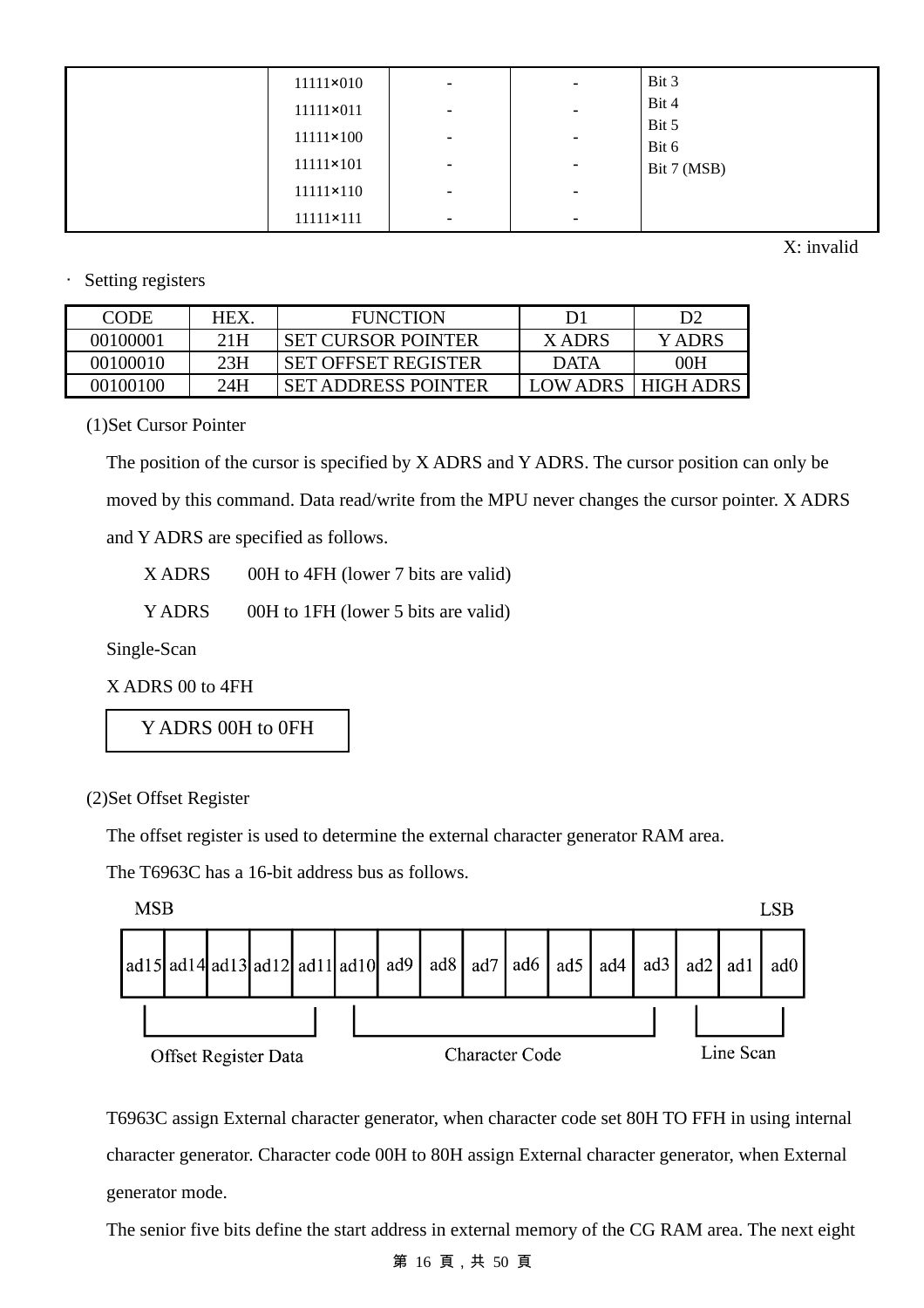| | | | | |
|---|---|---|---|---|
| | 11111×010 | - | - | Bit 3 |
| | 11111×011 | - | - | Bit 4 |
| | 11111×100 | - | - | Bit 5 |
| | 11111×101 | - | - | Bit 6 |
| | 11111×110 | - | - | Bit 7 (MSB) |
| | 11111×111 | - | - | |

X: invalid

· Setting registers

| CODE | HEX. | FUNCTION | D1 | D2 |
|---|---|---|---|---|
| 00100001 | 21H | SET CURSOR POINTER | X ADRS | Y ADRS |
| 00100010 | 23H | SET OFFSET REGISTER | DATA | 00H |
| 00100100 | 24H | SET ADDRESS POINTER | LOW ADRS | HIGH ADRS |

(1)Set Cursor Pointer

The position of the cursor is specified by X ADRS and Y ADRS. The cursor position can only be moved by this command. Data read/write from the MPU never changes the cursor pointer. X ADRS and Y ADRS are specified as follows.

X ADRS 00H to 4FH (lower 7 bits are valid)

Y ADRS 00H to 1FH (lower 5 bits are valid)

Single-Scan

X ADRS 00 to 4FH

Y ADRS 00H to 0FH

(2)Set Offset Register

The offset register is used to determine the external character generator RAM area.

The T6963C has a 16-bit address bus as follows.

MSB — LSB

| ad15 | ad14 | ad13 | ad12 | ad11 | ad10 | ad9 | ad8 | ad7 | ad6 | ad5 | ad4 | ad3 | ad2 | ad1 | ad0 |
|---|---|---|---|---|---|---|---|---|---|---|---|---|---|---|---|
| Offset Register Data | | | | | Character Code | | | | | | | | Line Scan | | |

T6963C assign External character generator, when character code set 80H TO FFH in using internal character generator. Character code 00H to 80H assign External character generator, when External generator mode.

The senior five bits define the start address in external memory of the CG RAM area. The next eight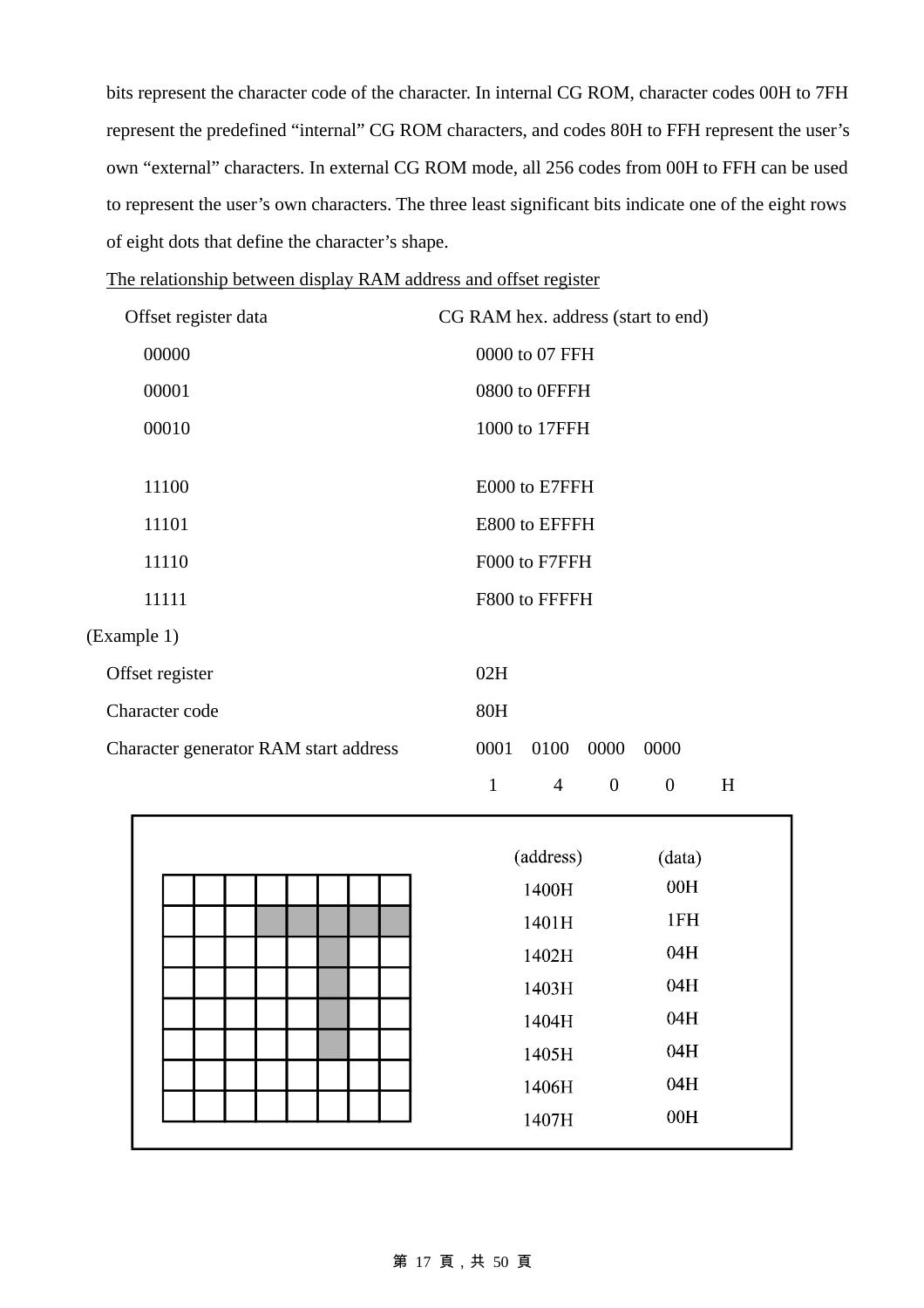bits represent the character code of the character. In internal CG ROM, character codes 00H to 7FH represent the predefined “internal” CG ROM characters, and codes 80H to FFH represent the user’s own “external” characters. In external CG ROM mode, all 256 codes from 00H to FFH can be used to represent the user’s own characters. The three least significant bits indicate one of the eight rows of eight dots that define the character’s shape.

<u>The relationship between display RAM address and offset register</u>

| Offset register data | CG RAM hex. address (start to end) |
|---|---|
| 00000 | 0000 to 07 FFH |
| 00001 | 0800 to 0FFFH |
| 00010 | 1000 to 17FFH |
| | |
| 11100 | E000 to E7FFH |
| 11101 | E800 to EFFFH |
| 11110 | F000 to F7FFH |
| 11111 | F800 to FFFFH |

(Example 1)

| | |
|---|---|
| Offset register | 02H |
| Character code | 80H |
| Character generator RAM start address | 0001 0100 0000 0000 |
| | 1 4 0 0 H |

| (address) | (data) |
|---|---|
| 1400H | 00H |
| 1401H | 1FH |
| 1402H | 04H |
| 1403H | 04H |
| 1404H | 04H |
| 1405H | 04H |
| 1406H | 04H |
| 1407H | 00H |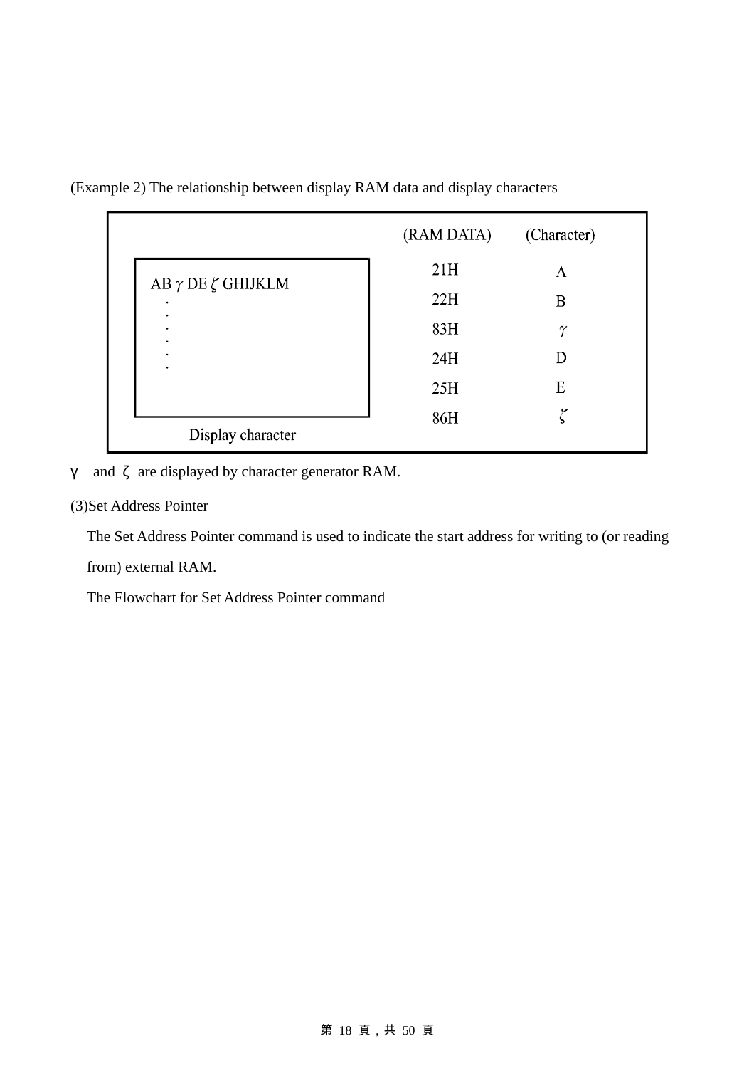(Example 2) The relationship between display RAM data and display characters

| Display character | (RAM DATA) | (Character) |
|---|---|---|
| AB γ DE ζ GHIJKLM | 21H | A |
| . | 22H | B |
| . | 83H | γ |
| . | 24H | D |
| . | 25H | E |
| . | 86H | ζ |

γ and ζ are displayed by character generator RAM.

(3)Set Address Pointer

The Set Address Pointer command is used to indicate the start address for writing to (or reading from) external RAM.

The Flowchart for Set Address Pointer command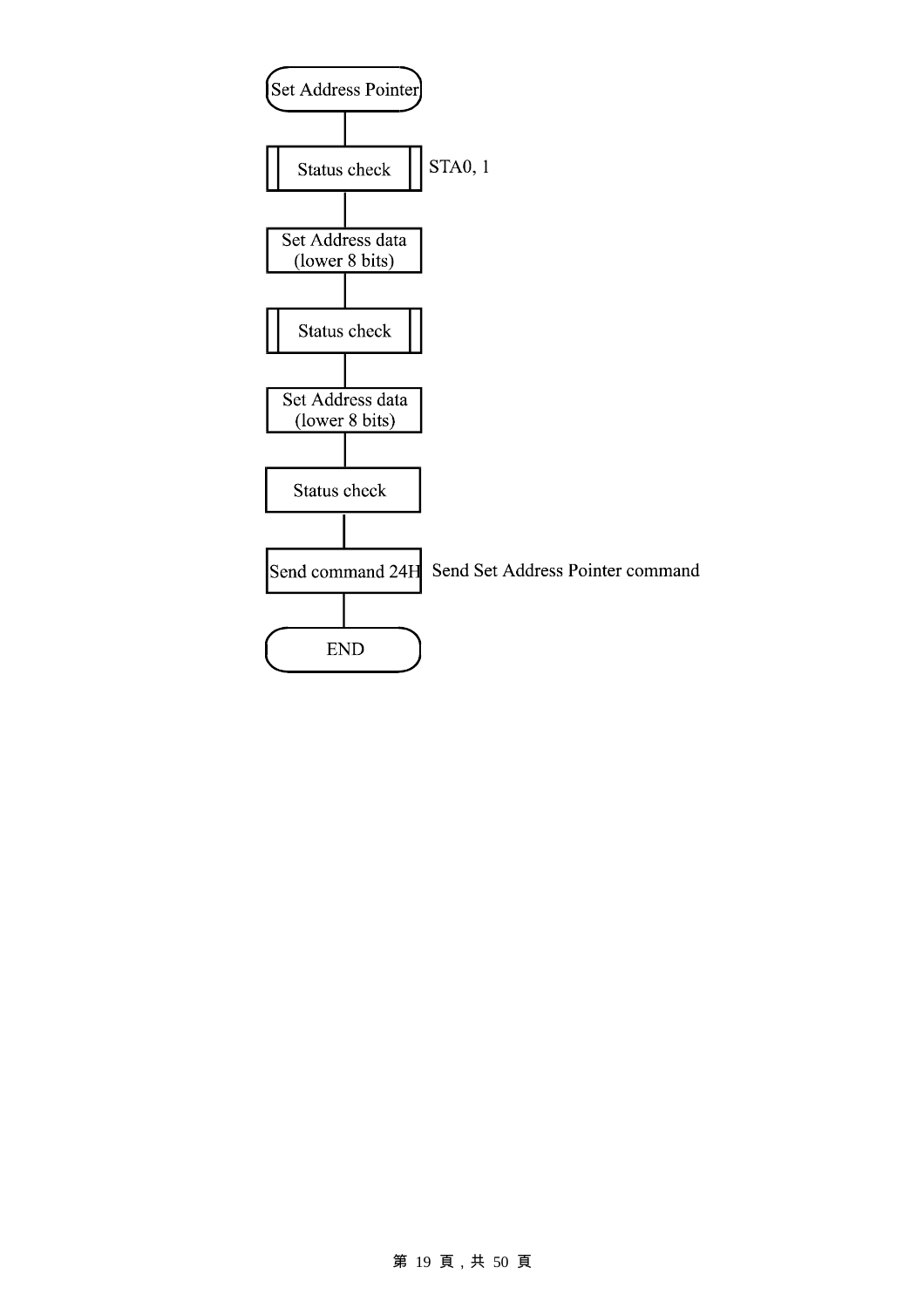Set Address Pointer

↓

Status check — STA0, 1

↓

Set Address data (lower 8 bits)

↓

Status check

↓

Set Address data (lower 8 bits)

↓

Status check

↓

Send command 24H — Send Set Address Pointer command

↓

END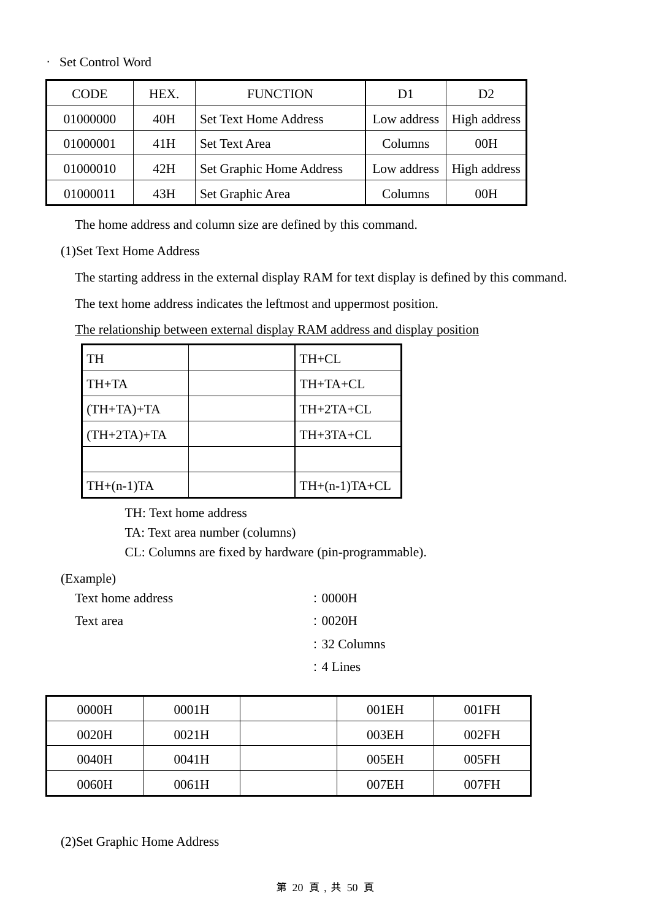· Set Control Word

| CODE | HEX. | FUNCTION | D1 | D2 |
|---|---|---|---|---|
| 01000000 | 40H | Set Text Home Address | Low address | High address |
| 01000001 | 41H | Set Text Area | Columns | 00H |
| 01000010 | 42H | Set Graphic Home Address | Low address | High address |
| 01000011 | 43H | Set Graphic Area | Columns | 00H |

The home address and column size are defined by this command.

(1)Set Text Home Address

The starting address in the external display RAM for text display is defined by this command.

The text home address indicates the leftmost and uppermost position.

<u>The relationship between external display RAM address and display position</u>

| | | |
|---|---|---|
| TH | | TH+CL |
| TH+TA | | TH+TA+CL |
| (TH+TA)+TA | | TH+2TA+CL |
| (TH+2TA)+TA | | TH+3TA+CL |
| | | |
| TH+(n-1)TA | | TH+(n-1)TA+CL |

TH: Text home address

TA: Text area number (columns)

CL: Columns are fixed by hardware (pin-programmable).

(Example)

Text home address : 0000H

Text area : 0020H

: 32 Columns

: 4 Lines

| | | | | |
|---|---|---|---|---|
| 0000H | 0001H | | 001EH | 001FH |
| 0020H | 0021H | | 003EH | 002FH |
| 0040H | 0041H | | 005EH | 005FH |
| 0060H | 0061H | | 007EH | 007FH |

(2)Set Graphic Home Address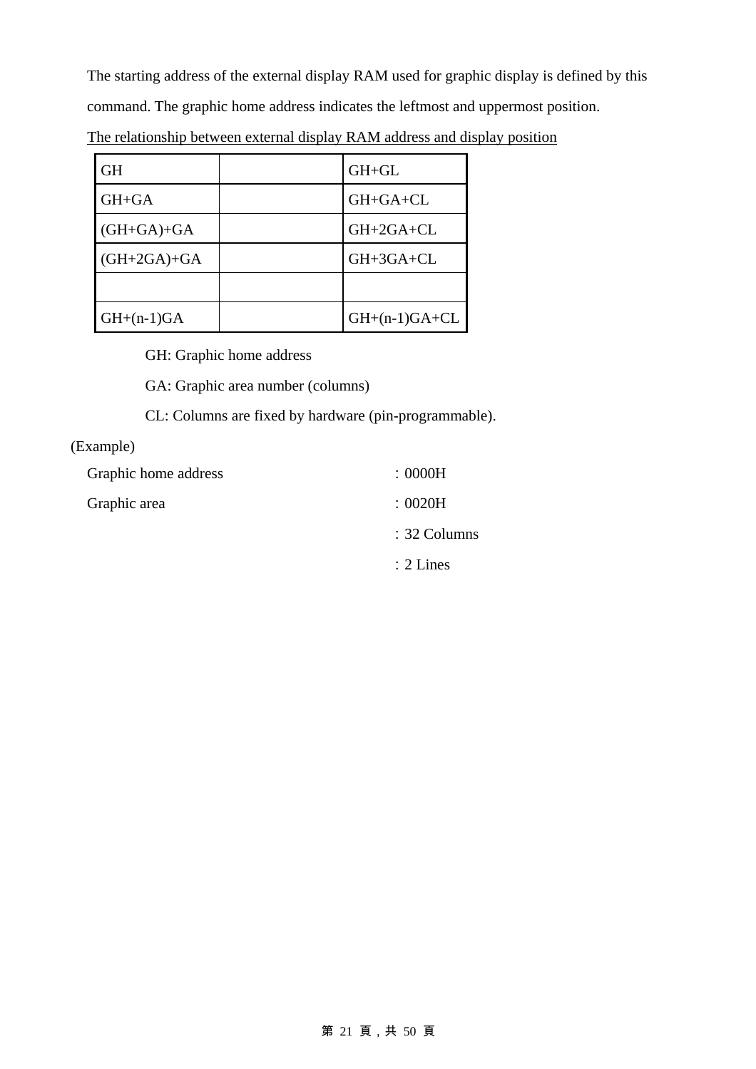The starting address of the external display RAM used for graphic display is defined by this command. The graphic home address indicates the leftmost and uppermost position.

<u>The relationship between external display RAM address and display position</u>

| GH | | GH+GL |
|---|---|---|
| GH+GA | | GH+GA+CL |
| (GH+GA)+GA | | GH+2GA+CL |
| (GH+2GA)+GA | | GH+3GA+CL |
| | | |
| GH+(n-1)GA | | GH+(n-1)GA+CL |

GH: Graphic home address

GA: Graphic area number (columns)

CL: Columns are fixed by hardware (pin-programmable).

(Example)

Graphic home address : 0000H

Graphic area : 0020H

: 32 Columns

: 2 Lines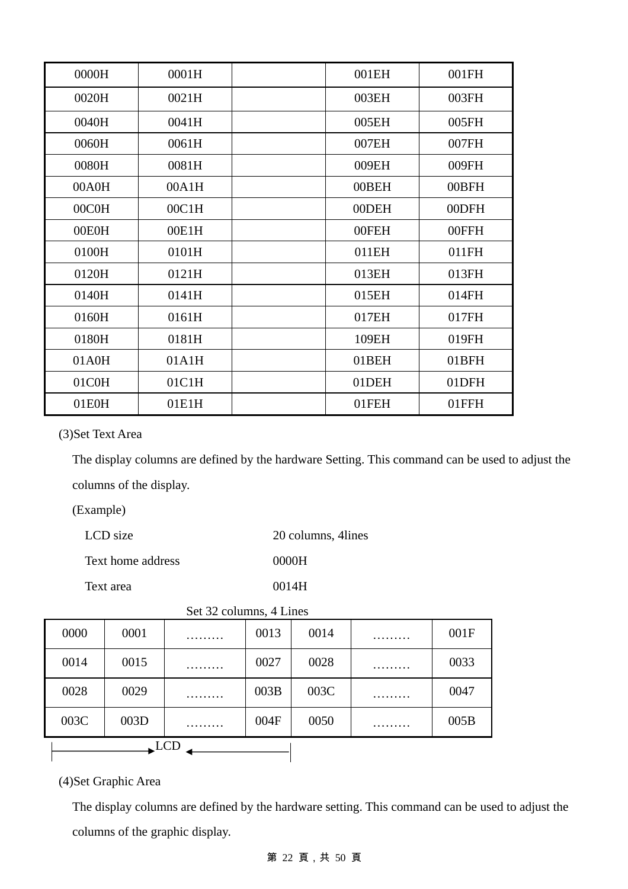| | | | | |
|---|---|---|---|---|
| 0000H | 0001H | | 001EH | 001FH |
| 0020H | 0021H | | 003EH | 003FH |
| 0040H | 0041H | | 005EH | 005FH |
| 0060H | 0061H | | 007EH | 007FH |
| 0080H | 0081H | | 009EH | 009FH |
| 00A0H | 00A1H | | 00BEH | 00BFH |
| 00C0H | 00C1H | | 00DEH | 00DFH |
| 00E0H | 00E1H | | 00FEH | 00FFH |
| 0100H | 0101H | | 011EH | 011FH |
| 0120H | 0121H | | 013EH | 013FH |
| 0140H | 0141H | | 015EH | 014FH |
| 0160H | 0161H | | 017EH | 017FH |
| 0180H | 0181H | | 109EH | 019FH |
| 01A0H | 01A1H | | 01BEH | 01BFH |
| 01C0H | 01C1H | | 01DEH | 01DFH |
| 01E0H | 01E1H | | 01FEH | 01FFH |

(3)Set Text Area

The display columns are defined by the hardware Setting. This command can be used to adjust the columns of the display.

(Example)

| | |
|---|---|
| LCD size | 20 columns, 4lines |
| Text home address | 0000H |
| Text area | 0014H |

Set 32 columns, 4 Lines

| | | | | | | |
|---|---|---|---|---|---|---|
| 0000 | 0001 | ……… | 0013 | 0014 | ……… | 001F |
| 0014 | 0015 | ……… | 0027 | 0028 | ……… | 0033 |
| 0028 | 0029 | ……… | 003B | 003C | ……… | 0047 |
| 003C | 003D | ……… | 004F | 0050 | ……… | 005B |

|←— LCD —→|

(4)Set Graphic Area

The display columns are defined by the hardware setting. This command can be used to adjust the columns of the graphic display.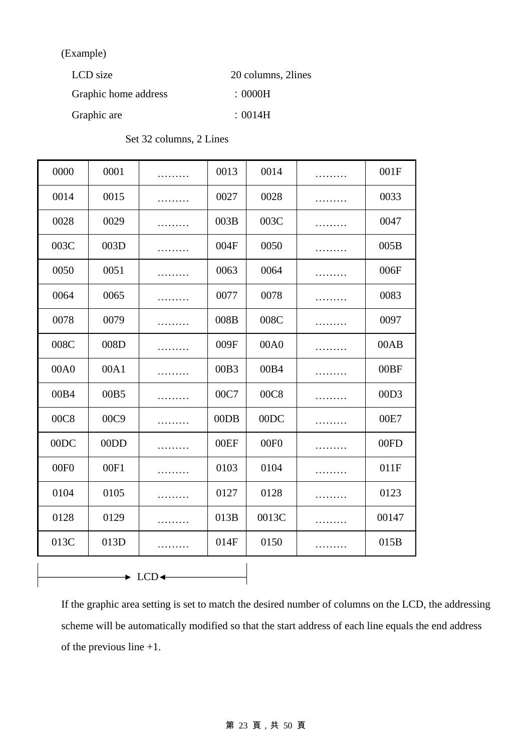(Example)

LCD size 20 columns, 2lines

Graphic home address ：0000H

Graphic are ：0014H

Set 32 columns, 2 Lines

| 0000 | 0001 | ……… | 0013 | 0014 | ……… | 001F |
|---|---|---|---|---|---|---|
| 0014 | 0015 | ……… | 0027 | 0028 | ……… | 0033 |
| 0028 | 0029 | ……… | 003B | 003C | ……… | 0047 |
| 003C | 003D | ……… | 004F | 0050 | ……… | 005B |
| 0050 | 0051 | ……… | 0063 | 0064 | ……… | 006F |
| 0064 | 0065 | ……… | 0077 | 0078 | ……… | 0083 |
| 0078 | 0079 | ……… | 008B | 008C | ……… | 0097 |
| 008C | 008D | ……… | 009F | 00A0 | ……… | 00AB |
| 00A0 | 00A1 | ……… | 00B3 | 00B4 | ……… | 00BF |
| 00B4 | 00B5 | ……… | 00C7 | 00C8 | ……… | 00D3 |
| 00C8 | 00C9 | ……… | 00DB | 00DC | ……… | 00E7 |
| 00DC | 00DD | ……… | 00EF | 00F0 | ……… | 00FD |
| 00F0 | 00F1 | ……… | 0103 | 0104 | ……… | 011F |
| 0104 | 0105 | ……… | 0127 | 0128 | ……… | 0123 |
| 0128 | 0129 | ……… | 013B | 0013C | ……… | 00147 |
| 013C | 013D | ……… | 014F | 0150 | ……… | 015B |

→ LCD ←

If the graphic area setting is set to match the desired number of columns on the LCD, the addressing scheme will be automatically modified so that the start address of each line equals the end address of the previous line +1.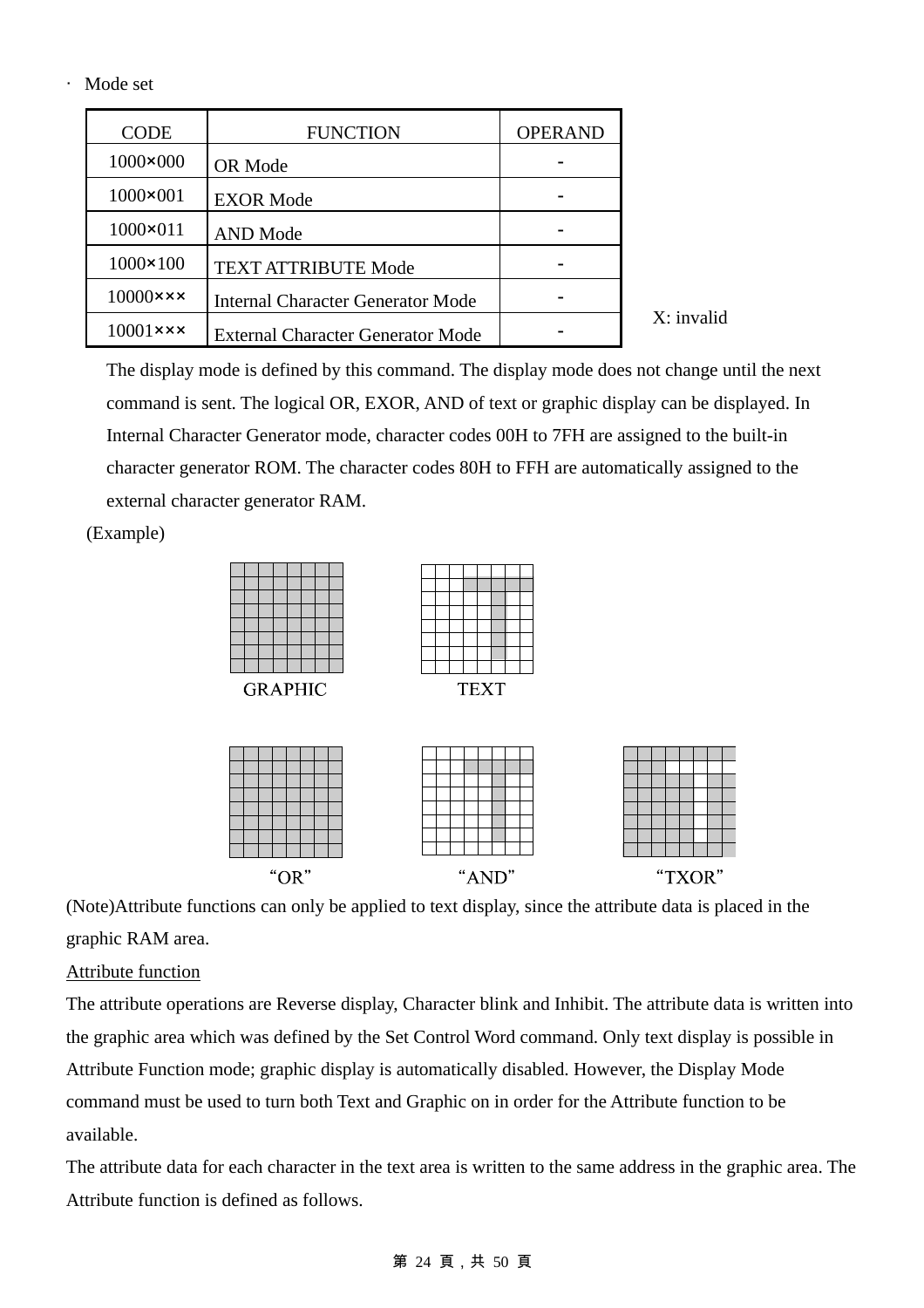· Mode set

| CODE | FUNCTION | OPERAND |
|---|---|---|
| 1000×000 | OR Mode | - |
| 1000×001 | EXOR Mode | - |
| 1000×011 | AND Mode | - |
| 1000×100 | TEXT ATTRIBUTE Mode | - |
| 10000××× | Internal Character Generator Mode | - |
| 10001××× | External Character Generator Mode | - |

X: invalid

The display mode is defined by this command. The display mode does not change until the next command is sent. The logical OR, EXOR, AND of text or graphic display can be displayed. In Internal Character Generator mode, character codes 00H to 7FH are assigned to the built-in character generator ROM. The character codes 80H to FFH are automatically assigned to the external character generator RAM.

(Example)

GRAPHIC TEXT

“OR” “AND” “TXOR”

(Note)Attribute functions can only be applied to text display, since the attribute data is placed in the graphic RAM area.

<u>Attribute function</u>

The attribute operations are Reverse display, Character blink and Inhibit. The attribute data is written into the graphic area which was defined by the Set Control Word command. Only text display is possible in Attribute Function mode; graphic display is automatically disabled. However, the Display Mode command must be used to turn both Text and Graphic on in order for the Attribute function to be available.

The attribute data for each character in the text area is written to the same address in the graphic area. The Attribute function is defined as follows.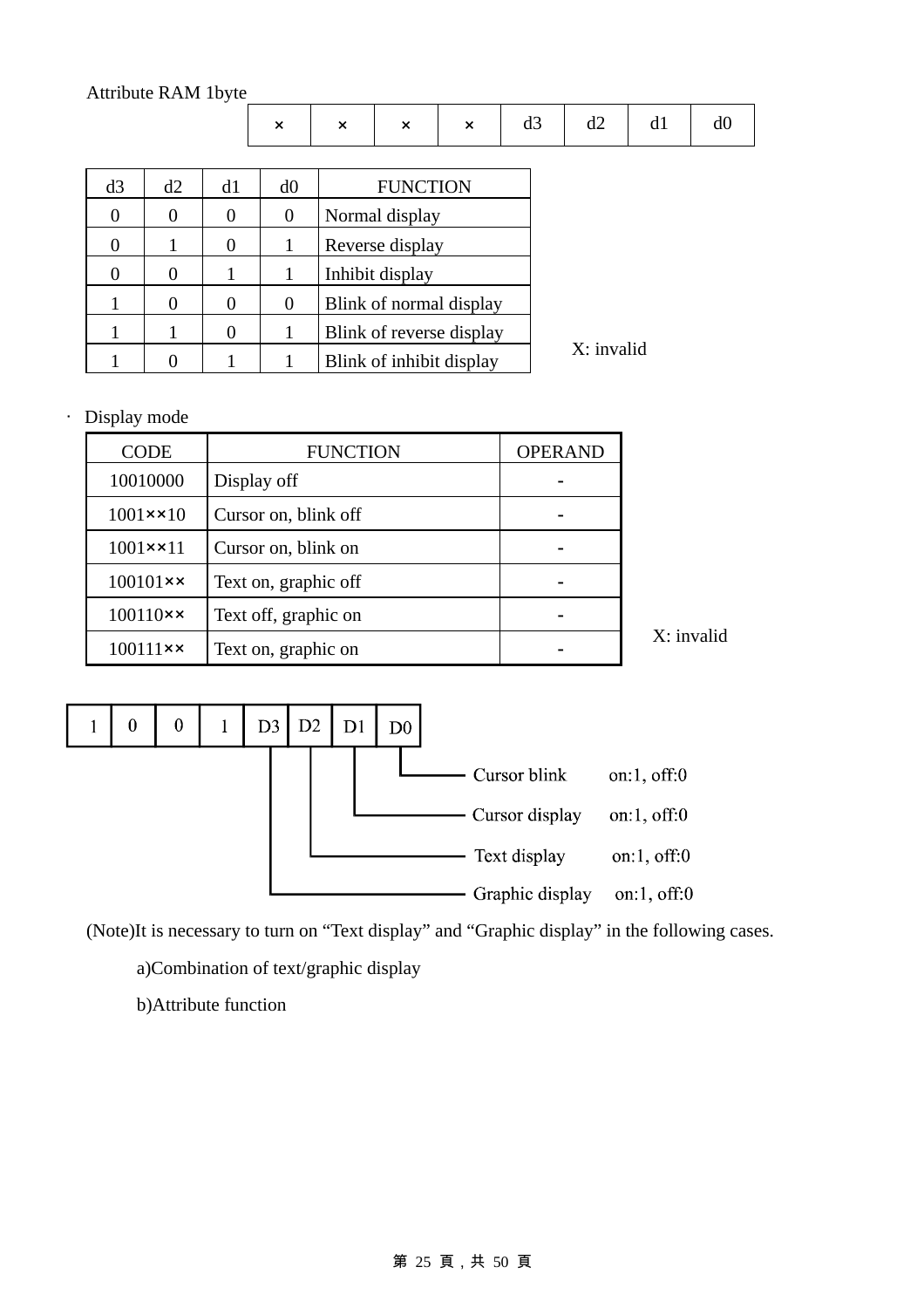Attribute RAM 1byte

| × | × | × | × | d3 | d2 | d1 | d0 |
|---|---|---|---|---|---|---|---|

| d3 | d2 | d1 | d0 | FUNCTION |
|---|---|---|---|---|
| 0 | 0 | 0 | 0 | Normal display |
| 0 | 1 | 0 | 1 | Reverse display |
| 0 | 0 | 1 | 1 | Inhibit display |
| 1 | 0 | 0 | 0 | Blink of normal display |
| 1 | 1 | 0 | 1 | Blink of reverse display |
| 1 | 0 | 1 | 1 | Blink of inhibit display |

X: invalid

· Display mode

| CODE | FUNCTION | OPERAND |
|---|---|---|
| 10010000 | Display off | - |
| 1001××10 | Cursor on, blink off | - |
| 1001××11 | Cursor on, blink on | - |
| 100101×× | Text on, graphic off | - |
| 100110×× | Text off, graphic on | - |
| 100111×× | Text on, graphic on | - |

X: invalid

| 1 | 0 | 0 | 1 | D3 | D2 | D1 | D0 |
|---|---|---|---|---|---|---|---|

- D0: Cursor blink on:1, off:0
- D1: Cursor display on:1, off:0
- D2: Text display on:1, off:0
- D3: Graphic display on:1, off:0

(Note)It is necessary to turn on "Text display" and "Graphic display" in the following cases.

a)Combination of text/graphic display

b)Attribute function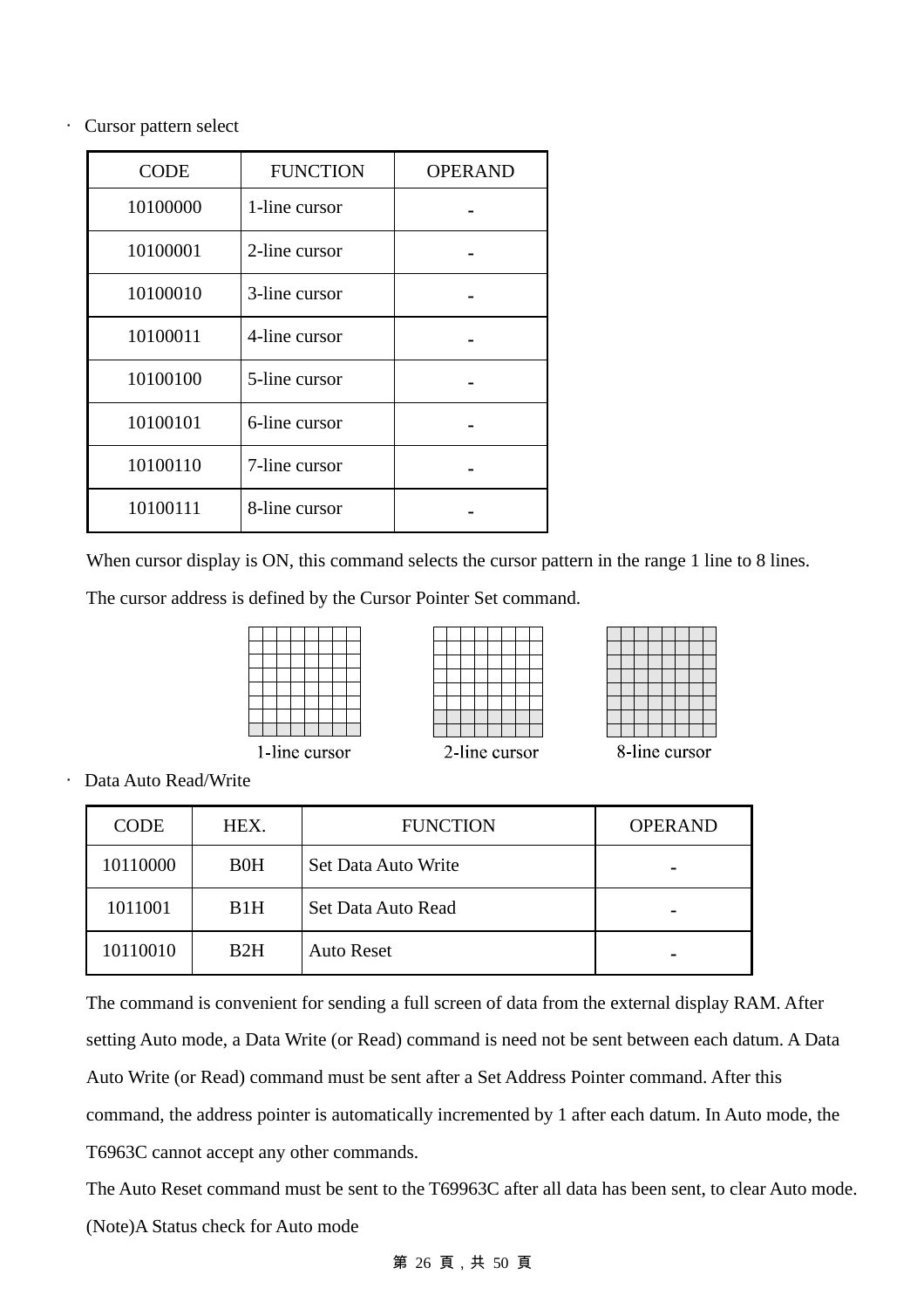· Cursor pattern select

| CODE | FUNCTION | OPERAND |
|---|---|---|
| 10100000 | 1-line cursor | - |
| 10100001 | 2-line cursor | - |
| 10100010 | 3-line cursor | - |
| 10100011 | 4-line cursor | - |
| 10100100 | 5-line cursor | - |
| 10100101 | 6-line cursor | - |
| 10100110 | 7-line cursor | - |
| 10100111 | 8-line cursor | - |

When cursor display is ON, this command selects the cursor pattern in the range 1 line to 8 lines.

The cursor address is defined by the Cursor Pointer Set command.

1-line cursor　　2-line cursor　　8-line cursor

· Data Auto Read/Write

| CODE | HEX. | FUNCTION | OPERAND |
|---|---|---|---|
| 10110000 | B0H | Set Data Auto Write | - |
| 1011001 | B1H | Set Data Auto Read | - |
| 10110010 | B2H | Auto Reset | - |

The command is convenient for sending a full screen of data from the external display RAM. After setting Auto mode, a Data Write (or Read) command is need not be sent between each datum. A Data Auto Write (or Read) command must be sent after a Set Address Pointer command. After this command, the address pointer is automatically incremented by 1 after each datum. In Auto mode, the T6963C cannot accept any other commands.

The Auto Reset command must be sent to the T69963C after all data has been sent, to clear Auto mode.

(Note)A Status check for Auto mode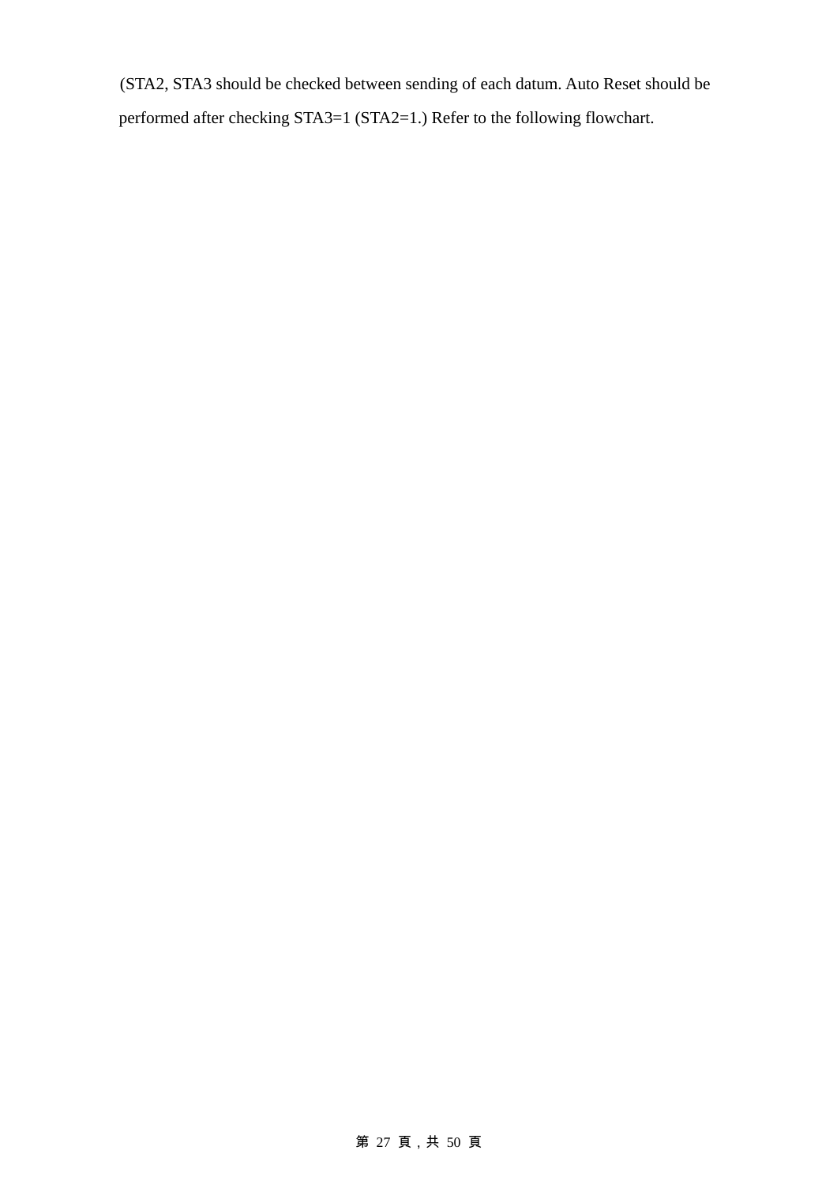(STA2, STA3 should be checked between sending of each datum. Auto Reset should be performed after checking STA3=1 (STA2=1.) Refer to the following flowchart.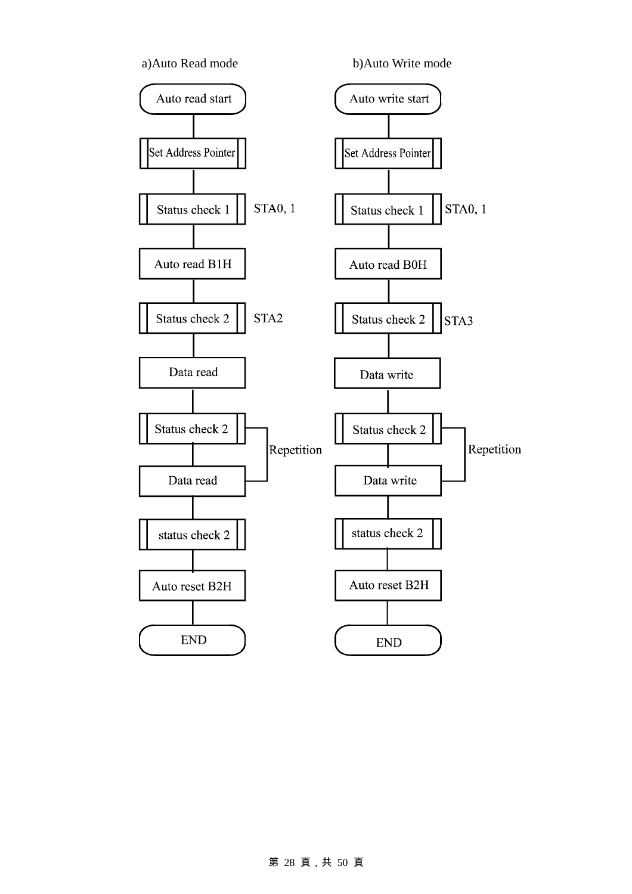a)Auto Read mode

- Auto read start
- Set Address Pointer
- Status check 1 — STA0, 1
- Auto read B1H
- Status check 2 — STA2
- Data read
- Status check 2 — Repetition
- Data read
- status check 2
- Auto reset B2H
- END

b)Auto Write mode

- Auto write start
- Set Address Pointer
- Status check 1 — STA0, 1
- Auto read B0H
- Status check 2 — STA3
- Data write
- Status check 2 — Repetition
- Data write
- status check 2
- Auto reset B2H
- END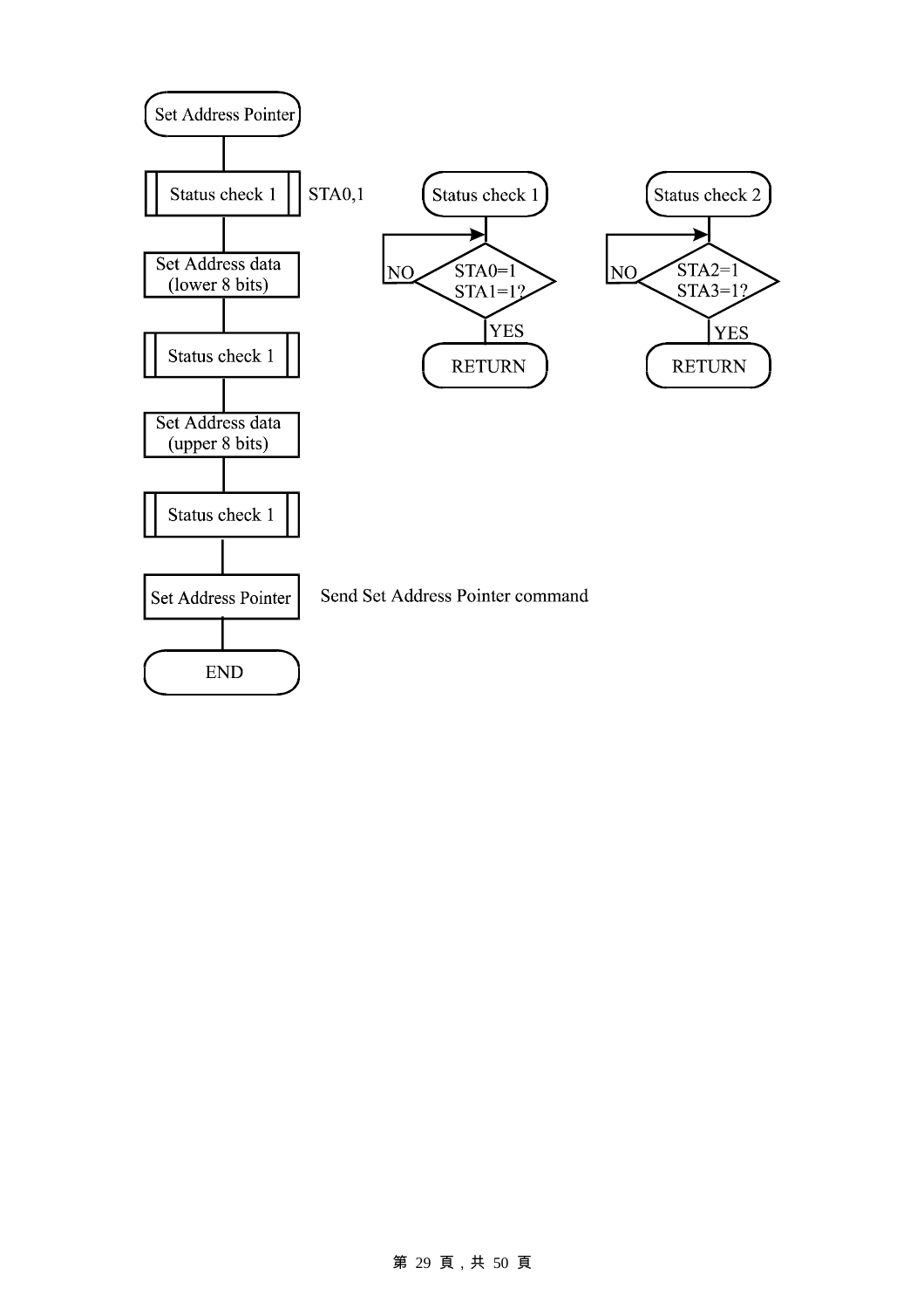Set Address Pointer

Status check 1 — STA0,1

Set Address data (lower 8 bits)

Status check 1

Set Address data (upper 8 bits)

Status check 1

Set Address Pointer — Send Set Address Pointer command

END

Status check 1

STA0=1 STA1=1? — NO / YES

RETURN

Status check 2

STA2=1 STA3=1? — NO / YES

RETURN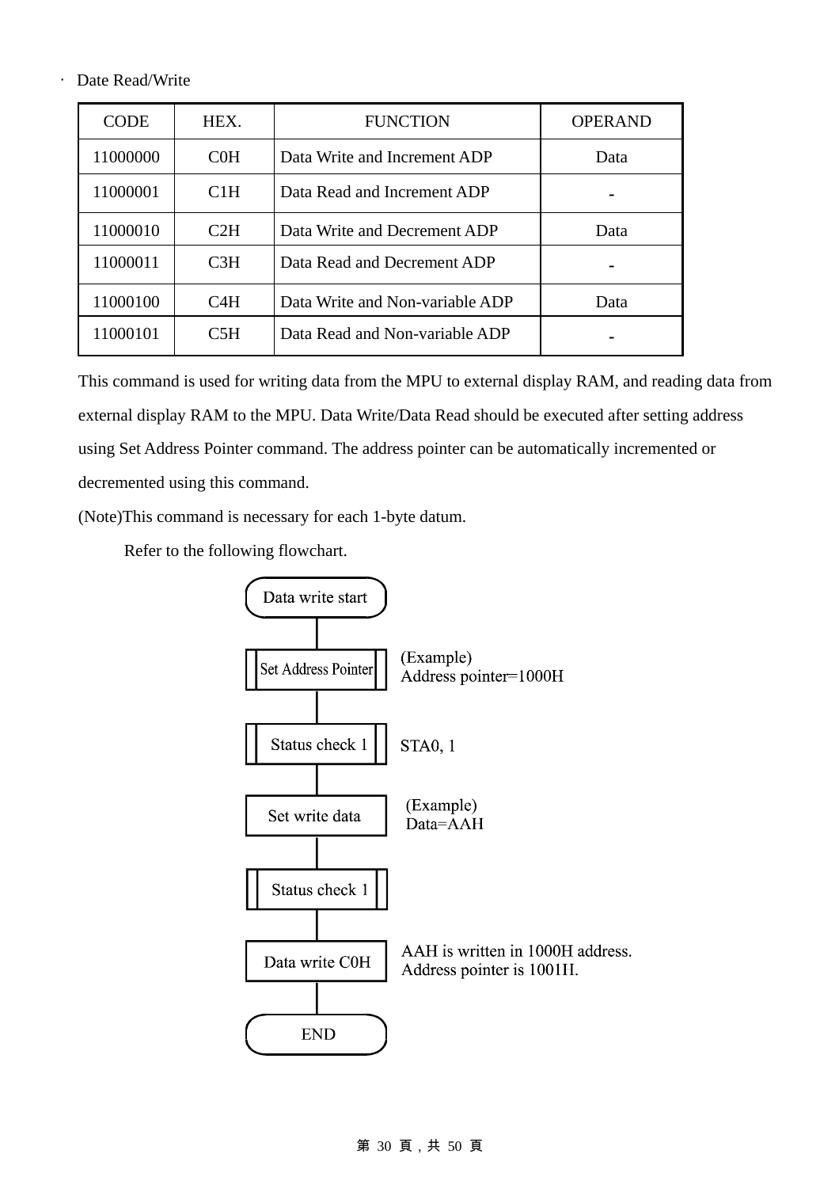· Date Read/Write

| CODE | HEX. | FUNCTION | OPERAND |
|---|---|---|---|
| 11000000 | C0H | Data Write and Increment ADP | Data |
| 11000001 | C1H | Data Read and Increment ADP | - |
| 11000010 | C2H | Data Write and Decrement ADP | Data |
| 11000011 | C3H | Data Read and Decrement ADP | - |
| 11000100 | C4H | Data Write and Non-variable ADP | Data |
| 11000101 | C5H | Data Read and Non-variable ADP | - |

This command is used for writing data from the MPU to external display RAM, and reading data from external display RAM to the MPU. Data Write/Data Read should be executed after setting address using Set Address Pointer command. The address pointer can be automatically incremented or decremented using this command.

(Note)This command is necessary for each 1-byte datum.

Refer to the following flowchart.

Data write start
↓
Set Address Pointer — (Example) Address pointer=1000H
↓
Status check 1 — STA0, 1
↓
Set write data — (Example) Data=AAH
↓
Status check 1
↓
Data write C0H — AAH is written in 1000H address. Address pointer is 1001H.
↓
END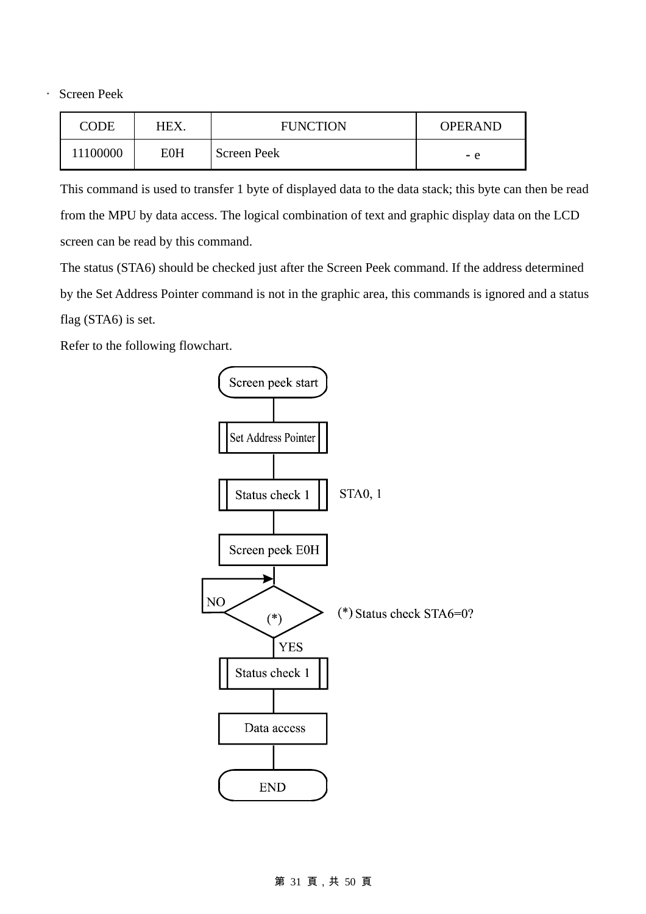· Screen Peek

| CODE | HEX. | FUNCTION | OPERAND |
|---|---|---|---|
| 11100000 | E0H | Screen Peek | - e |

This command is used to transfer 1 byte of displayed data to the data stack; this byte can then be read from the MPU by data access. The logical combination of text and graphic display data on the LCD screen can be read by this command.

The status (STA6) should be checked just after the Screen Peek command. If the address determined by the Set Address Pointer command is not in the graphic area, this commands is ignored and a status flag (STA6) is set.

Refer to the following flowchart.

Screen peek start

Set Address Pointer

Status check 1 — STA0, 1

Screen peek E0H

(*) — NO / YES

(*) Status check STA6=0?

Status check 1

Data access

END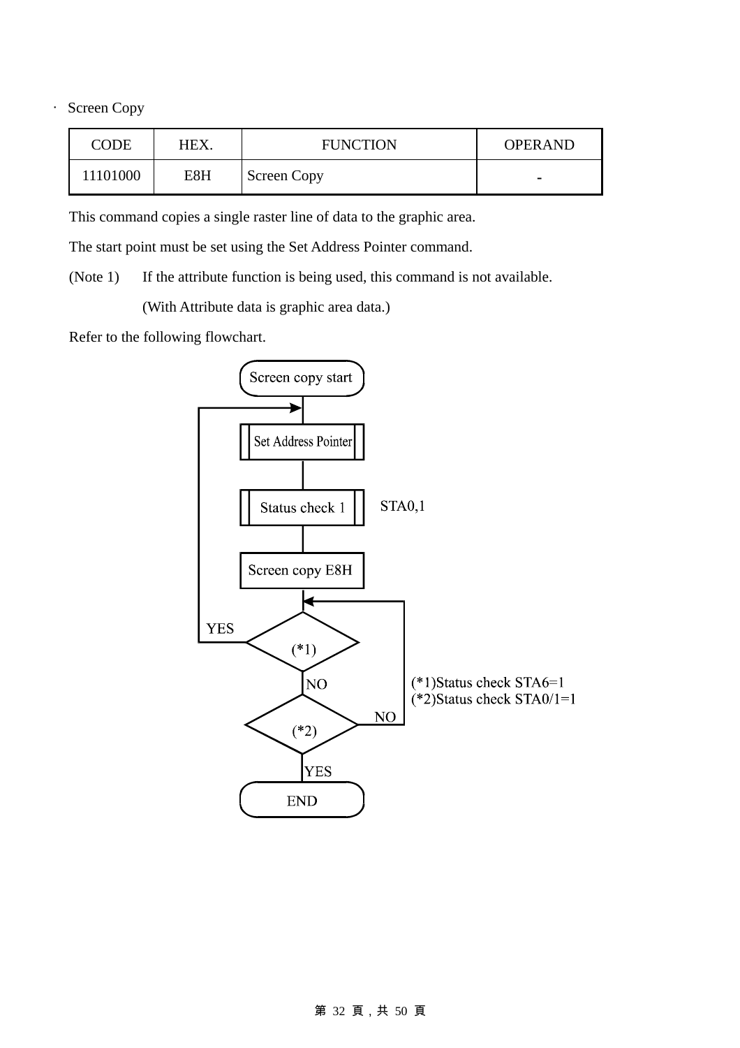· Screen Copy

| CODE | HEX. | FUNCTION | OPERAND |
|---|---|---|---|
| 11101000 | E8H | Screen Copy | - |

This command copies a single raster line of data to the graphic area.

The start point must be set using the Set Address Pointer command.

(Note 1) If the attribute function is being used, this command is not available.

(With Attribute data is graphic area data.)

Refer to the following flowchart.

Screen copy start

Set Address Pointer

Status check 1 STA0,1

Screen copy E8H

(*1) YES / NO

(*2) NO / YES

END

(*1)Status check STA6=1
(*2)Status check STA0/1=1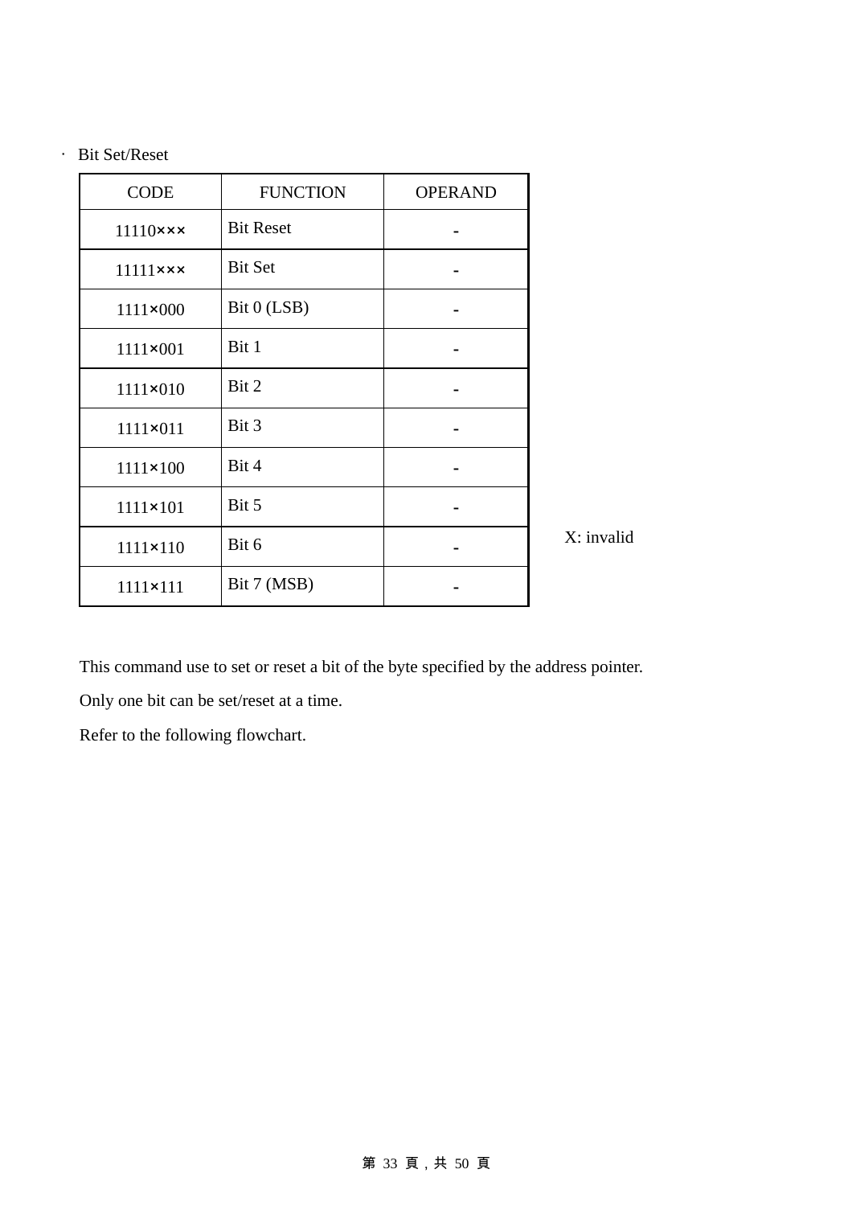- Bit Set/Reset

| CODE | FUNCTION | OPERAND |
|---|---|---|
| 11110××× | Bit Reset | - |
| 11111××× | Bit Set | - |
| 1111×000 | Bit 0 (LSB) | - |
| 1111×001 | Bit 1 | - |
| 1111×010 | Bit 2 | - |
| 1111×011 | Bit 3 | - |
| 1111×100 | Bit 4 | - |
| 1111×101 | Bit 5 | - |
| 1111×110 | Bit 6 | - |
| 1111×111 | Bit 7 (MSB) | - |

X: invalid

This command use to set or reset a bit of the byte specified by the address pointer.

Only one bit can be set/reset at a time.

Refer to the following flowchart.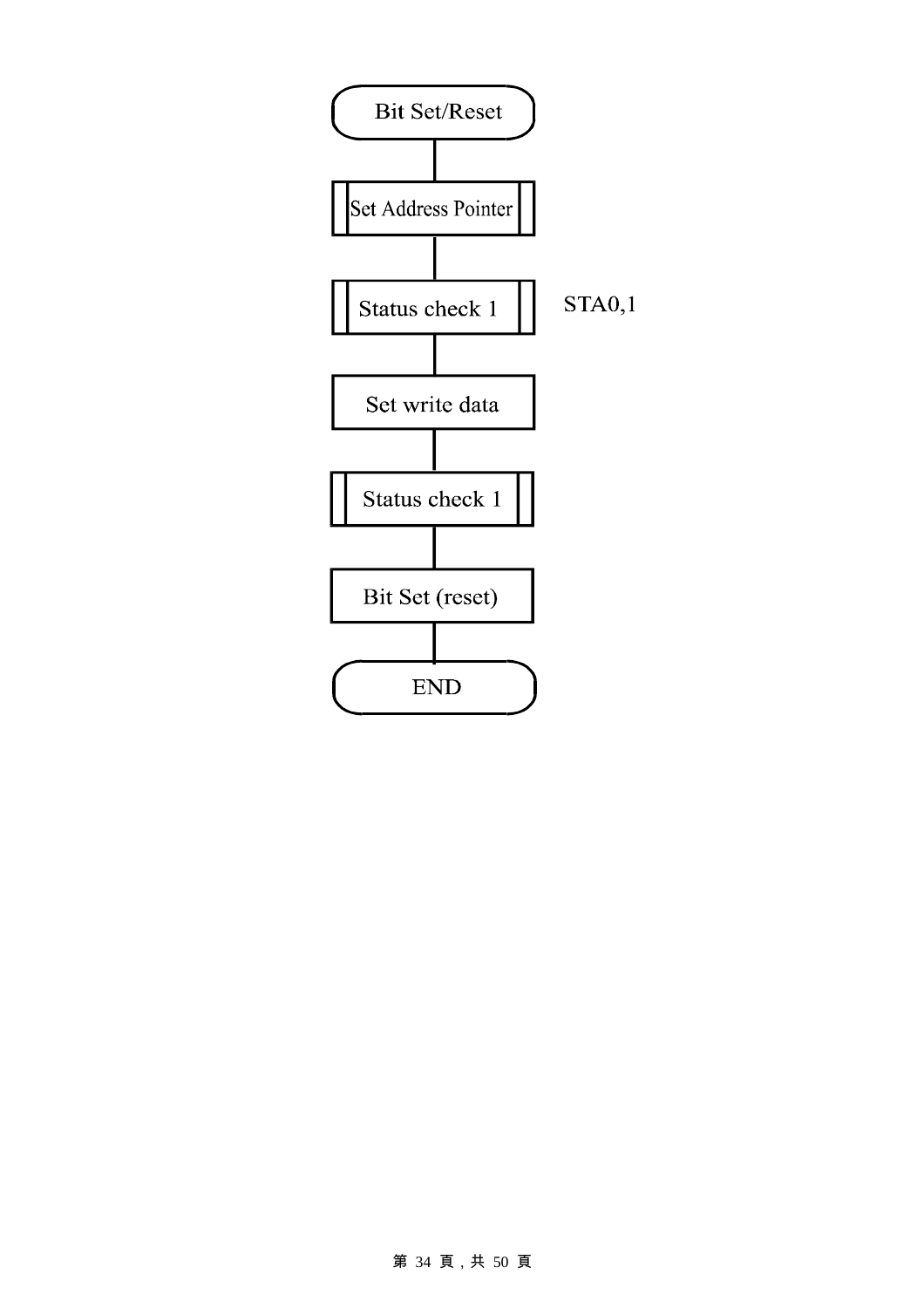Bit Set/Reset

Set Address Pointer

Status check 1 STA0,1

Set write data

Status check 1

Bit Set (reset)

END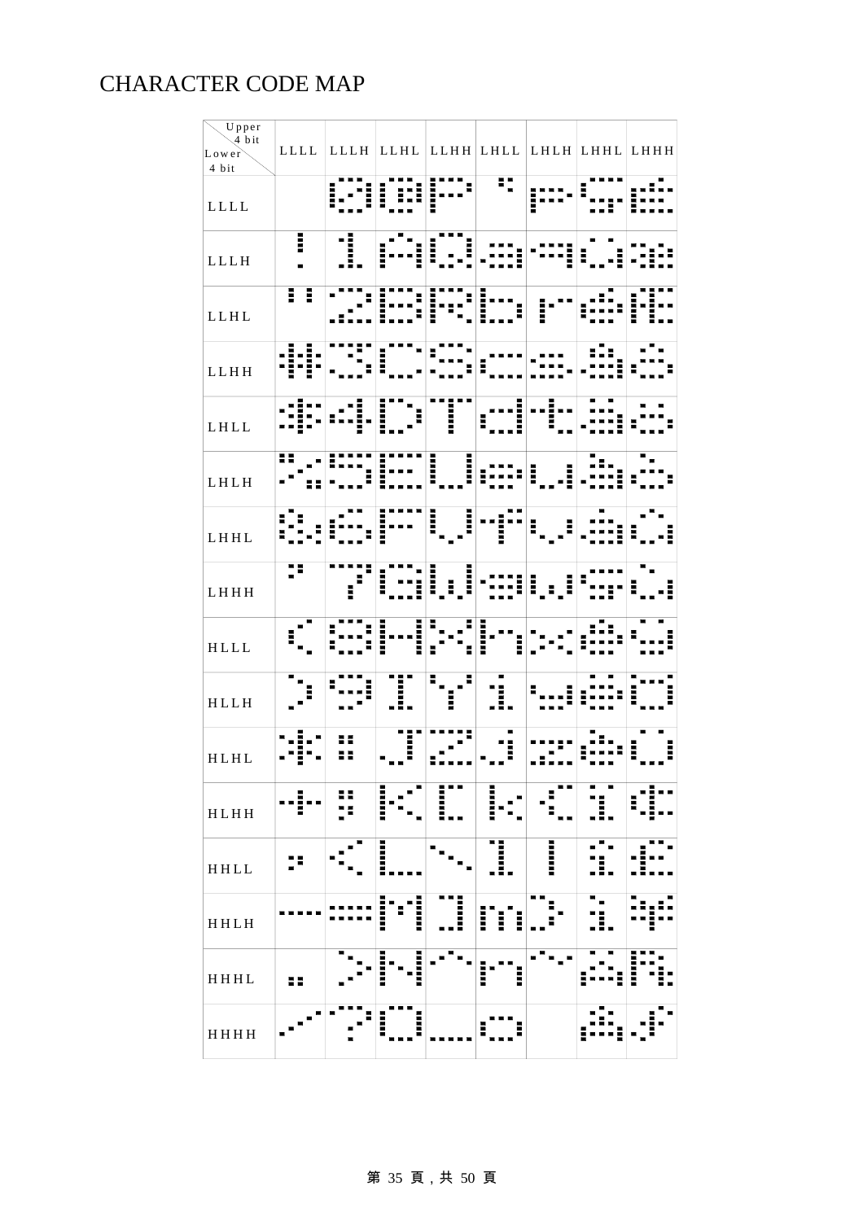# CHARACTER CODE MAP

| Lower 4 bit \ Upper 4 bit | LLLL | LLLH | LLHL | LLHH | LHLL | LHLH | LHHL | LHHH |
|---|---|---|---|---|---|---|---|---|
| LLLL |  | 0 | @ | P | ` | p | Ç | É |
| LLLH | ! | 1 | A | Q | a | q | ü | æ |
| LLHL | " | 2 | B | R | b | r | é | Æ |
| LLHH | # | 3 | C | S | c | s | â | ô |
| LHLL | $ | 4 | D | T | d | t | ä | ö |
| LHLH | % | 5 | E | U | e | u | à | ò |
| LHHL | & | 6 | F | V | f | v | å | û |
| LHHH | ' | 7 | G | W | g | w | ç | ù |
| HLLL | ( | 8 | H | X | h | x | ê | ÿ |
| HLLH | ) | 9 | I | Y | i | y | ë | Ö |
| HLHL | * | : | J | Z | j | z | è | Ü |
| HLHH | + | ; | K | [ | k | { | ï | ¢ |
| HHLL | , | < | L | \ | l | \| | î | £ |
| HHLH | - | = | M | ] | m | } | ì | ¥ |
| HHHL | . | > | N | ^ | n | ~ | Ä | ₧ |
| HHHH | / | ? | O | _ | o |  | Å | ƒ |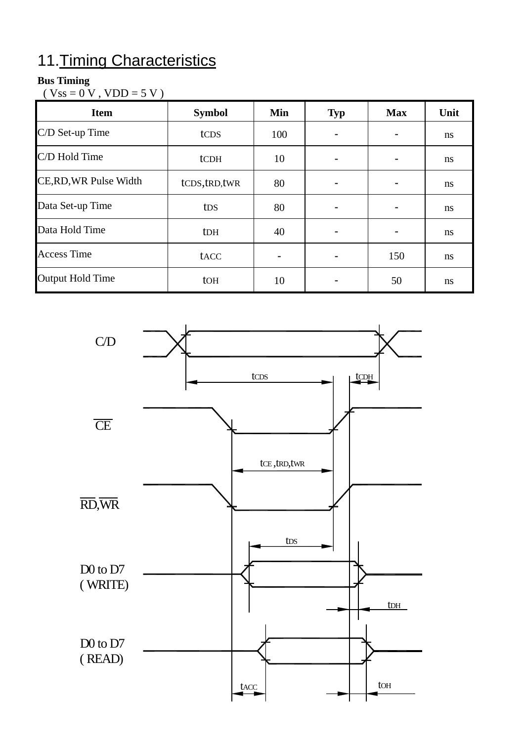## 11.Timing Characteristics

**Bus Timing**

( Vss = 0 V , VDD = 5 V )

| Item | Symbol | Min | Typ | Max | Unit |
|---|---|---|---|---|---|
| C/D Set-up Time | $t_{CDS}$ | 100 | - | - | ns |
| C/D Hold Time | $t_{CDH}$ | 10 | - | - | ns |
| CE,RD,WR Pulse Width | $t_{CDS}$,$t_{RD}$,$t_{WR}$ | 80 | - | - | ns |
| Data Set-up Time | $t_{DS}$ | 80 | - | - | ns |
| Data Hold Time | $t_{DH}$ | 40 | - | - | ns |
| Access Time | $t_{ACC}$ | - | - | 150 | ns |
| Output Hold Time | $t_{OH}$ | 10 | - | 50 | ns |

C/D

$t_{CDS}$ $t_{CDH}$

$\overline{CE}$

$t_{CE}$ ,$t_{RD}$,$t_{WR}$

$\overline{RD}$,$\overline{WR}$

$t_{DS}$

D0 to D7
( WRITE)

$t_{DH}$

D0 to D7
( READ)

$t_{ACC}$ $t_{OH}$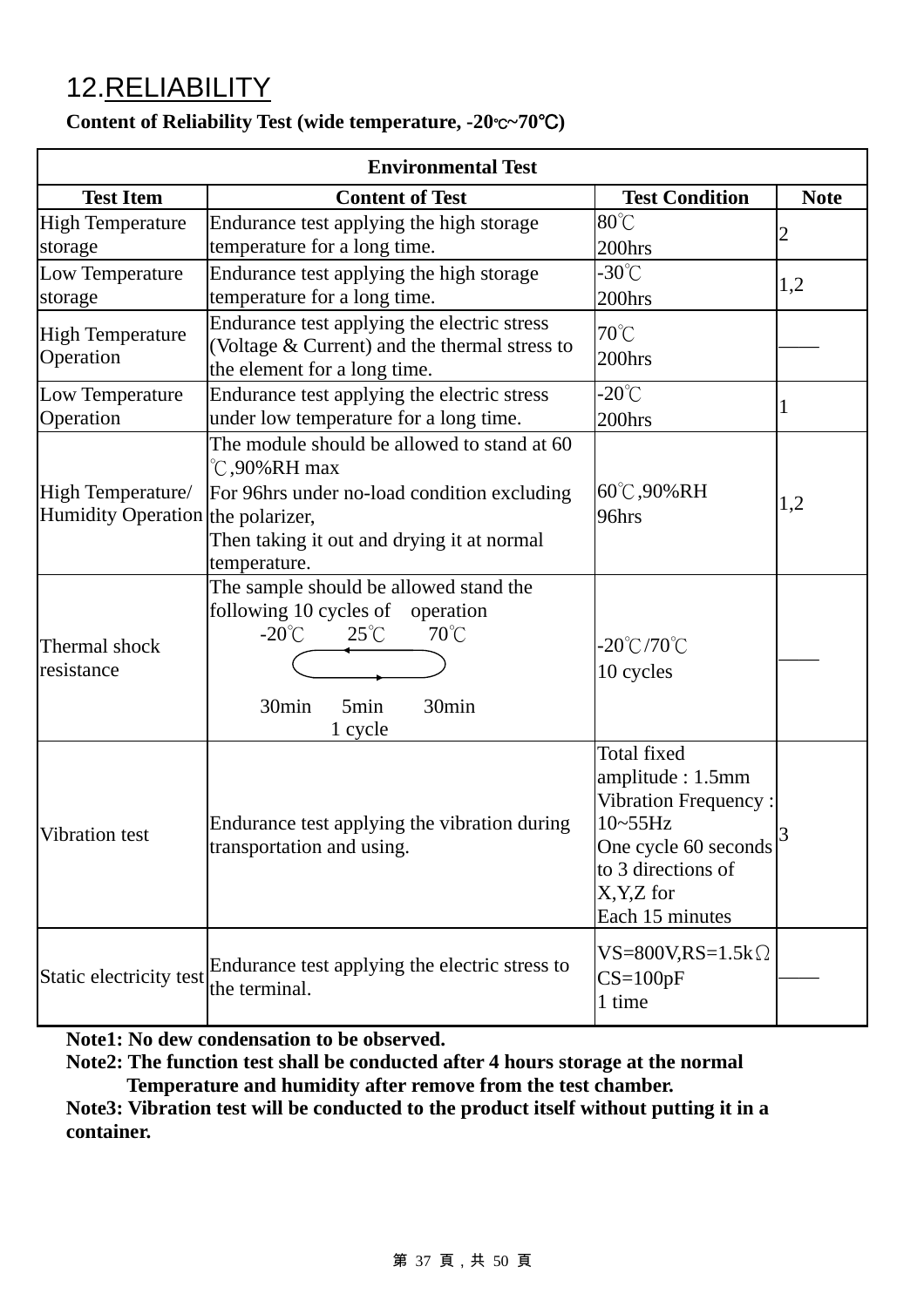# 12.RELIABILITY

**Content of Reliability Test (wide temperature, -20℃~70℃)**

| Environmental Test | | | |
|---|---|---|---|
| **Test Item** | **Content of Test** | **Test Condition** | **Note** |
| High Temperature storage | Endurance test applying the high storage temperature for a long time. | 80℃<br>200hrs | 2 |
| Low Temperature storage | Endurance test applying the high storage temperature for a long time. | -30℃<br>200hrs | 1,2 |
| High Temperature Operation | Endurance test applying the electric stress (Voltage & Current) and the thermal stress to the element for a long time. | 70℃<br>200hrs | —— |
| Low Temperature Operation | Endurance test applying the electric stress under low temperature for a long time. | -20℃<br>200hrs | 1 |
| High Temperature/ Humidity Operation | The module should be allowed to stand at 60℃,90%RH max<br>For 96hrs under no-load condition excluding the polarizer,<br>Then taking it out and drying it at normal temperature. | 60℃,90%RH<br>96hrs | 1,2 |
| Thermal shock resistance | The sample should be allowed stand the following 10 cycles of operation<br>-20℃ 25℃ 70℃<br>30min 5min 30min<br>1 cycle | -20℃/70℃<br>10 cycles | —— |
| Vibration test | Endurance test applying the vibration during transportation and using. | Total fixed amplitude : 1.5mm<br>Vibration Frequency : 10~55Hz<br>One cycle 60 seconds to 3 directions of X,Y,Z for<br>Each 15 minutes | 3 |
| Static electricity test | Endurance test applying the electric stress to the terminal. | VS=800V,RS=1.5kΩ<br>CS=100pF<br>1 time | —— |

**Note1: No dew condensation to be observed.**

**Note2: The function test shall be conducted after 4 hours storage at the normal Temperature and humidity after remove from the test chamber.**

**Note3: Vibration test will be conducted to the product itself without putting it in a container.**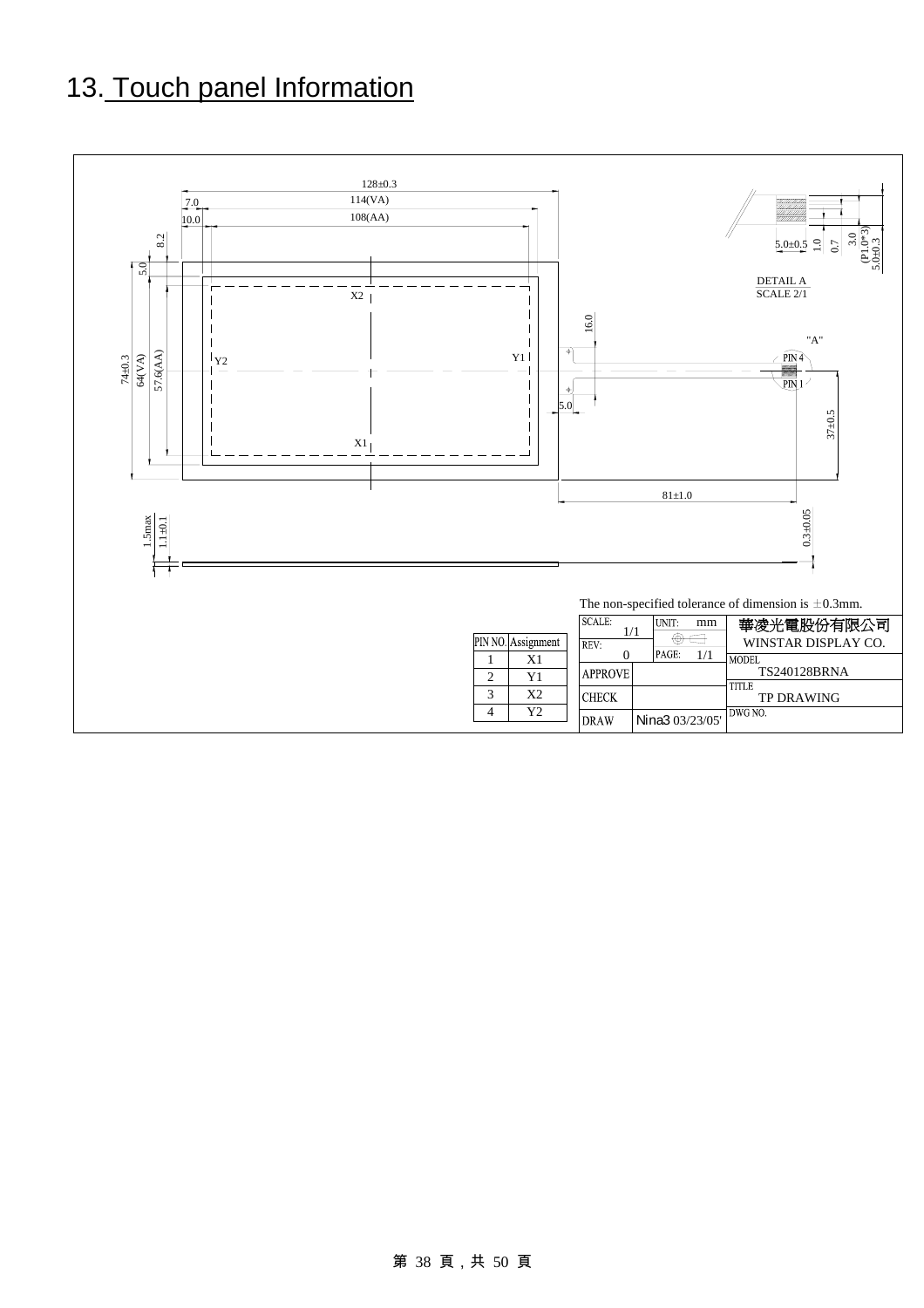# 13. Touch panel Information

128±0.3
114(VA)
108(AA)
7.0
10.0
8.2
5.0
74±0.3
64(VA)
57.6(AA)
X2
Y2
Y1
X1
16.0
5.0
37±0.5
81±1.0
1.5max
1.1±0.1
0.3±0.05

DETAIL A
SCALE 2/1
5.0±0.5
1.0
0.7
3.0
(P1.0*3)
5.0±0.3

"A"
PIN 4
PIN 1

The non-specified tolerance of dimension is ±0.3mm.

| PIN NO. | Assignment |
|---|---|
| 1 | X1 |
| 2 | Y1 |
| 3 | X2 |
| 4 | Y2 |

| SCALE: 1/1 | UNIT: mm | 華凌光電股份有限公司 WINSTAR DISPLAY CO. |
|---|---|---|
| REV: 0 | PAGE: 1/1 | MODEL TS240128BRNA |
| APPROVE | | TITLE TP DRAWING |
| CHECK | | |
| DRAW | Nina3 03/23/05' | DWG NO. |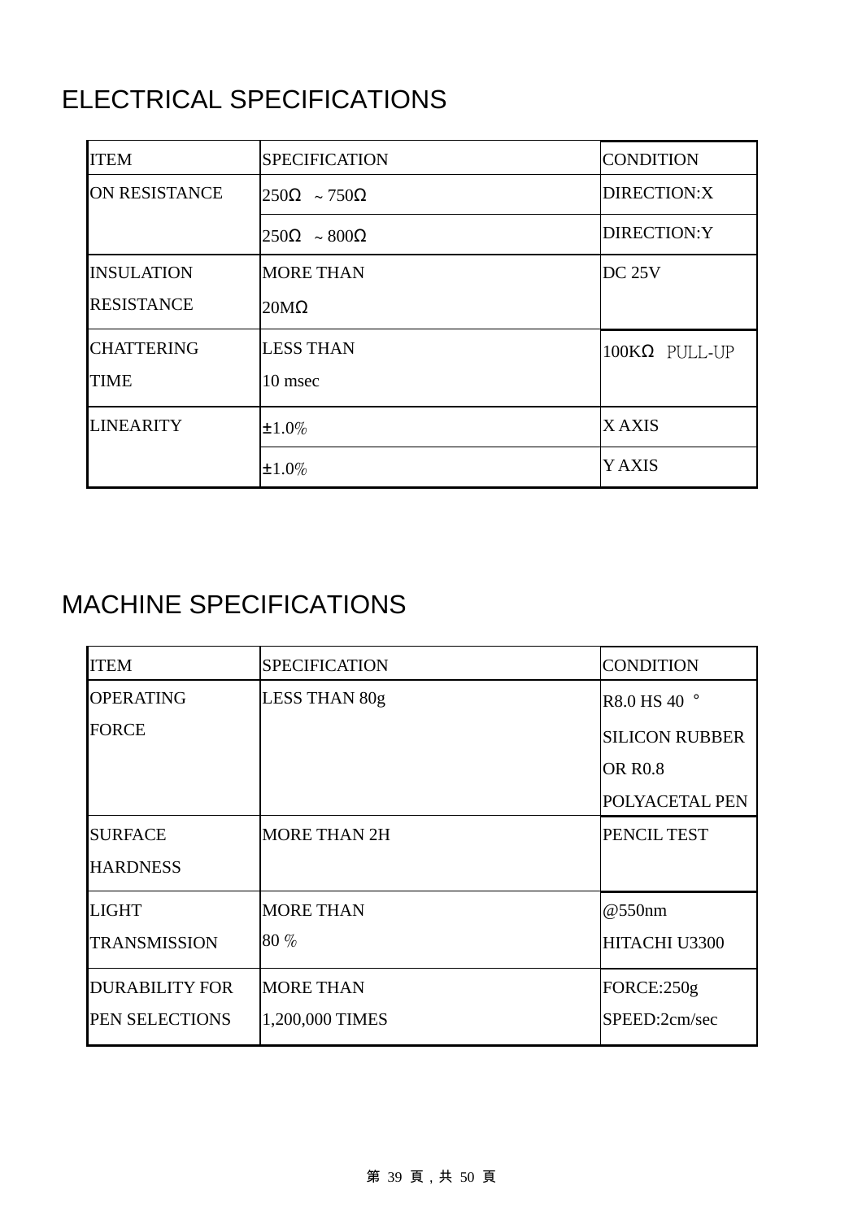# ELECTRICAL SPECIFICATIONS

| ITEM | SPECIFICATION | CONDITION |
|---|---|---|
| ON RESISTANCE | 250Ω ～750Ω | DIRECTION:X |
| | 250Ω ～800Ω | DIRECTION:Y |
| INSULATION RESISTANCE | MORE THAN 20MΩ | DC 25V |
| CHATTERING TIME | LESS THAN 10 msec | 100KΩ PULL-UP |
| LINEARITY | ±1.0% | X AXIS |
| | ±1.0% | Y AXIS |

# MACHINE SPECIFICATIONS

| ITEM | SPECIFICATION | CONDITION |
|---|---|---|
| OPERATING FORCE | LESS THAN 80g | R8.0 HS 40 ° SILICON RUBBER OR R0.8 POLYACETAL PEN |
| SURFACE HARDNESS | MORE THAN 2H | PENCIL TEST |
| LIGHT TRANSMISSION | MORE THAN 80 % | @550nm HITACHI U3300 |
| DURABILITY FOR PEN SELECTIONS | MORE THAN 1,200,000 TIMES | FORCE:250g SPEED:2cm/sec |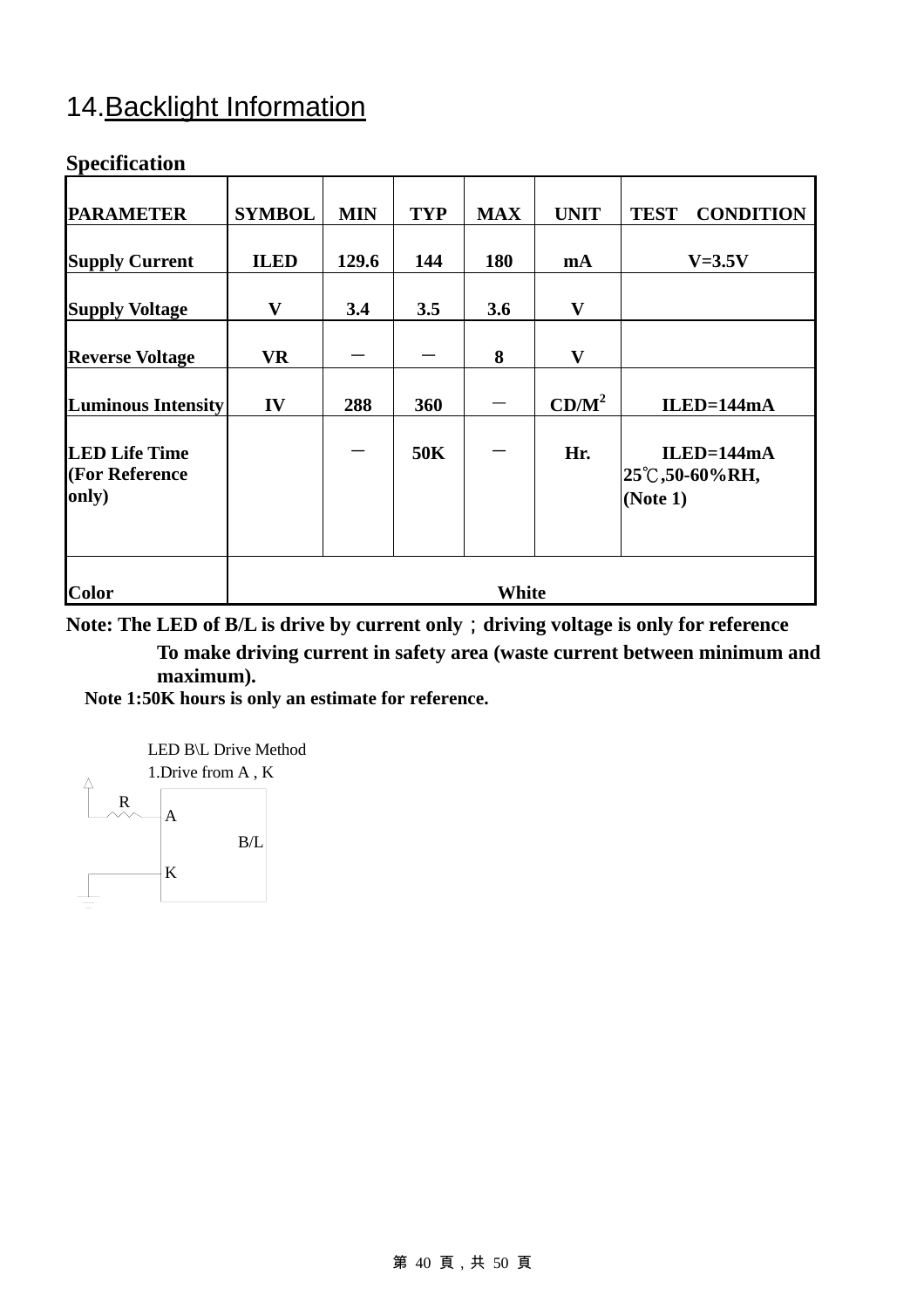# 14.Backlight Information

**Specification**

| PARAMETER | SYMBOL | MIN | TYP | MAX | UNIT | TEST CONDITION |
|---|---|---|---|---|---|---|
| Supply Current | ILED | 129.6 | 144 | 180 | mA | V=3.5V |
| Supply Voltage | V | 3.4 | 3.5 | 3.6 | V | |
| Reverse Voltage | VR | － | － | 8 | V | |
| Luminous Intensity | IV | 288 | 360 | － | $CD/M^2$ | ILED=144mA |
| LED Life Time (For Reference only) | | － | 50K | － | Hr. | ILED=144mA 25℃,50-60%RH, (Note 1) |
| Color | White | | | | | |

**Note: The LED of B/L is drive by current only；driving voltage is only for reference**

**To make driving current in safety area (waste current between minimum and maximum).**

**Note 1:50K hours is only an estimate for reference.**

LED B\L Drive Method

1.Drive from A , K

R

A

B/L

K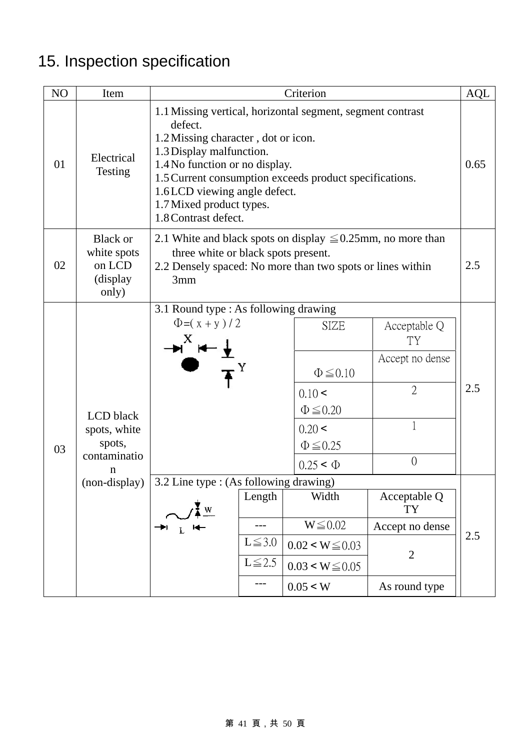# 15. Inspection specification

| NO | Item | Criterion | AQL |
|---|---|---|---|
| 01 | Electrical Testing | 1.1 Missing vertical, horizontal segment, segment contrast defect.<br>1.2 Missing character , dot or icon.<br>1.3 Display malfunction.<br>1.4 No function or no display.<br>1.5 Current consumption exceeds product specifications.<br>1.6 LCD viewing angle defect.<br>1.7 Mixed product types.<br>1.8 Contrast defect. | 0.65 |
| 02 | Black or white spots on LCD (display only) | 2.1 White and black spots on display ≦0.25mm, no more than three white or black spots present.<br>2.2 Densely spaced: No more than two spots or lines within 3mm | 2.5 |
| 03 | LCD black spots, white spots, contamination (non-display) | 3.1 Round type : As following drawing<br>Φ=( x + y ) / 2<br><br>SIZE / Acceptable Q TY:<br>Φ≦0.10 — Accept no dense<br>0.10 < Φ≦0.20 — 2<br>0.20 < Φ≦0.25 — 1<br>0.25 < Φ — 0 | 2.5 |
| | | 3.2 Line type : (As following drawing)<br><br>Length / Width / Acceptable Q TY:<br>--- — W≦0.02 — Accept no dense<br>L≦3.0 — 0.02 < W≦0.03 — 2<br>L≦2.5 — 0.03 < W≦0.05 — 2<br>--- — 0.05 < W — As round type | 2.5 |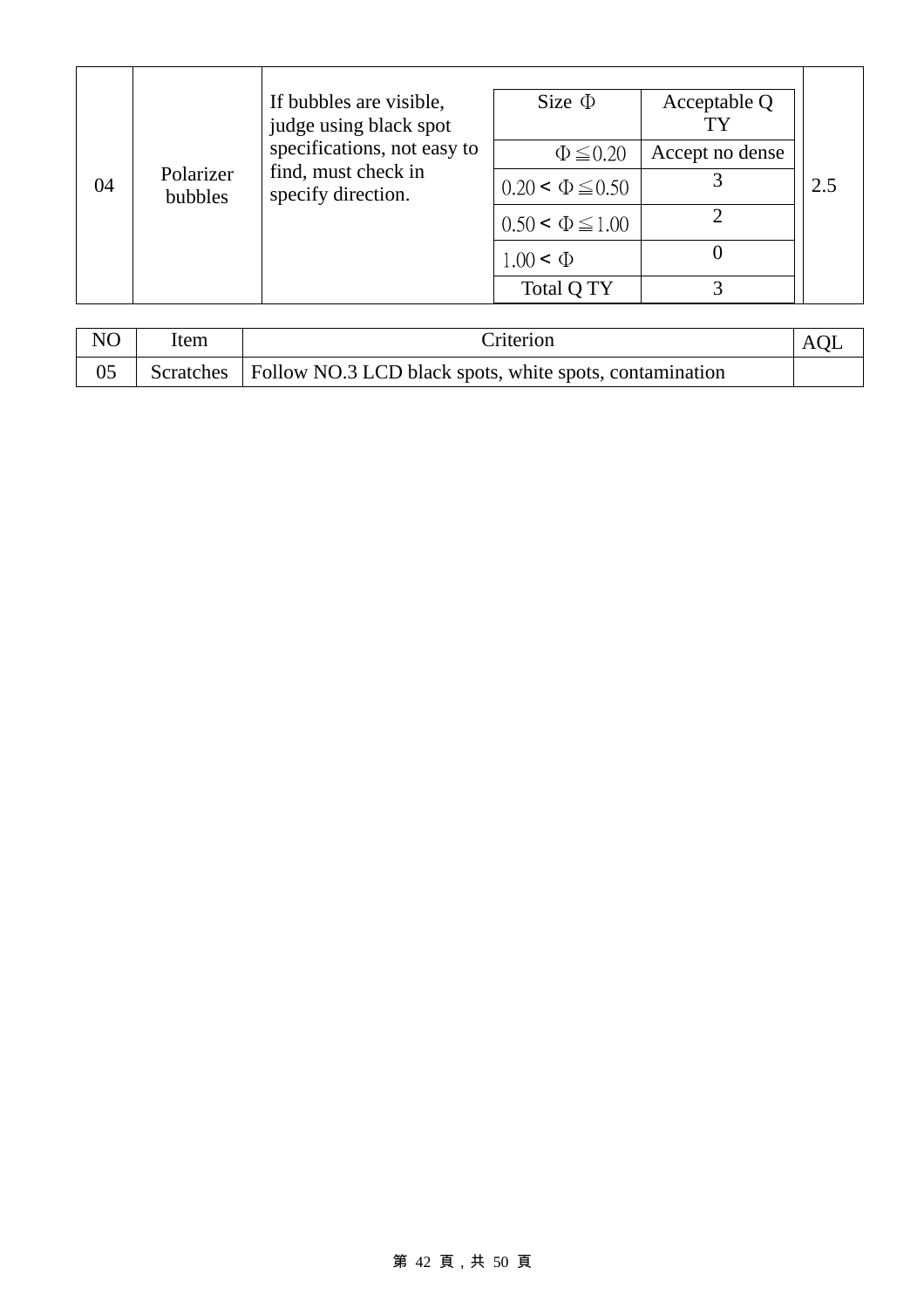| 04 | Polarizer bubbles | If bubbles are visible, judge using black spot specifications, not easy to find, must check in specify direction. | Size Φ | Acceptable Q TY | 2.5 |
|---|---|---|---|---|---|
| | | | Φ ≦ 0.20 | Accept no dense | |
| | | | 0.20 < Φ ≦ 0.50 | 3 | |
| | | | 0.50 < Φ ≦ 1.00 | 2 | |
| | | | 1.00 < Φ | 0 | |
| | | | Total Q TY | 3 | |

| NO | Item | Criterion | AQL |
|---|---|---|---|
| 05 | Scratches | Follow NO.3 LCD black spots, white spots, contamination | |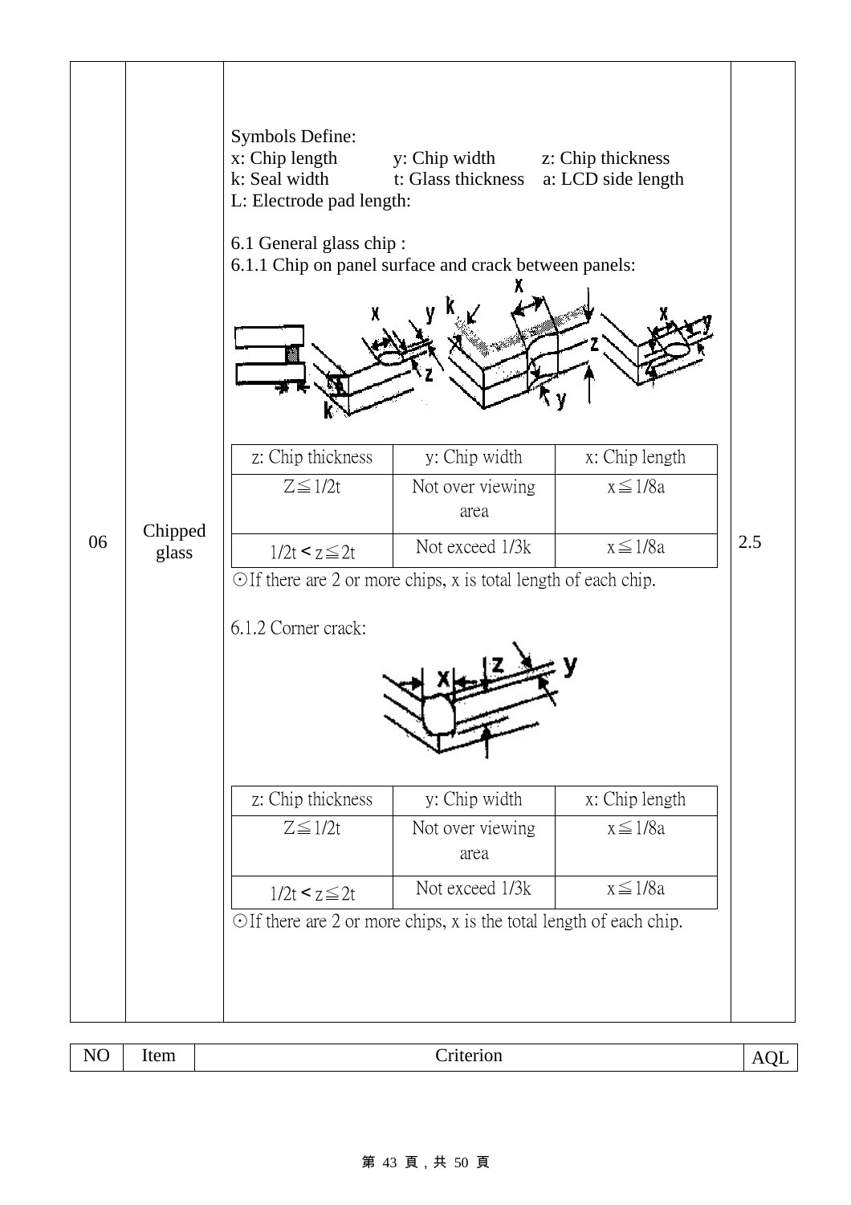| NO | Item | Criterion | AQL |
|---|---|---|---|
| 06 | Chipped glass | Symbols Define:<br>x: Chip length y: Chip width z: Chip thickness<br>k: Seal width t: Glass thickness a: LCD side length<br>L: Electrode pad length:<br><br>6.1 General glass chip :<br>6.1.1 Chip on panel surface and crack between panels: | 2.5 |

| z: Chip thickness | y: Chip width | x: Chip length |
|---|---|---|
| Z≦1/2t | Not over viewing area | x≦1/8a |
| 1/2t < z≦2t | Not exceed 1/3k | x≦1/8a |

⊙If there are 2 or more chips, x is total length of each chip.

6.1.2 Corner crack:

| z: Chip thickness | y: Chip width | x: Chip length |
|---|---|---|
| Z≦1/2t | Not over viewing area | x≦1/8a |
| 1/2t < z≦2t | Not exceed 1/3k | x≦1/8a |

⊙If there are 2 or more chips, x is the total length of each chip.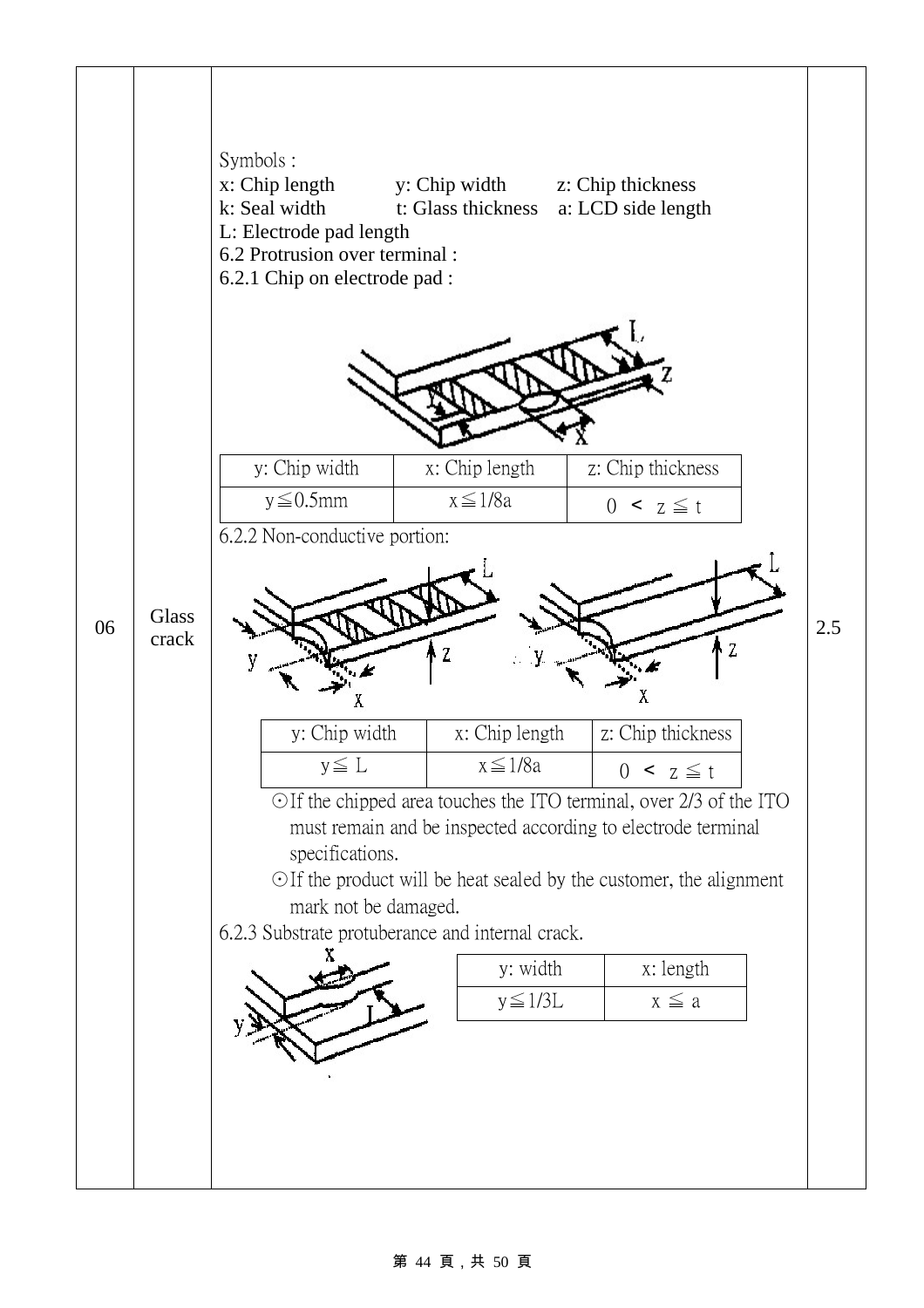| 06 | Glass crack | Symbols : x: Chip length y: Chip width z: Chip thickness k: Seal width t: Glass thickness a: LCD side length L: Electrode pad length | 2.5 |
|---|---|---|---|

Symbols :

x: Chip length  y: Chip width  z: Chip thickness

k: Seal width  t: Glass thickness  a: LCD side length

L: Electrode pad length

6.2 Protrusion over terminal :

6.2.1 Chip on electrode pad :

| y: Chip width | x: Chip length | z: Chip thickness |
|---|---|---|
| y≦0.5mm | x≦1/8a | 0 < z≦t |

6.2.2 Non-conductive portion:

| y: Chip width | x: Chip length | z: Chip thickness |
|---|---|---|
| y≦ L | x≦1/8a | 0 < z≦t |

⊙If the chipped area touches the ITO terminal, over 2/3 of the ITO must remain and be inspected according to electrode terminal specifications.

⊙If the product will be heat sealed by the customer, the alignment mark not be damaged.

6.2.3 Substrate protuberance and internal crack.

| y: width | x: length |
|---|---|
| y≦1/3L | x ≦ a |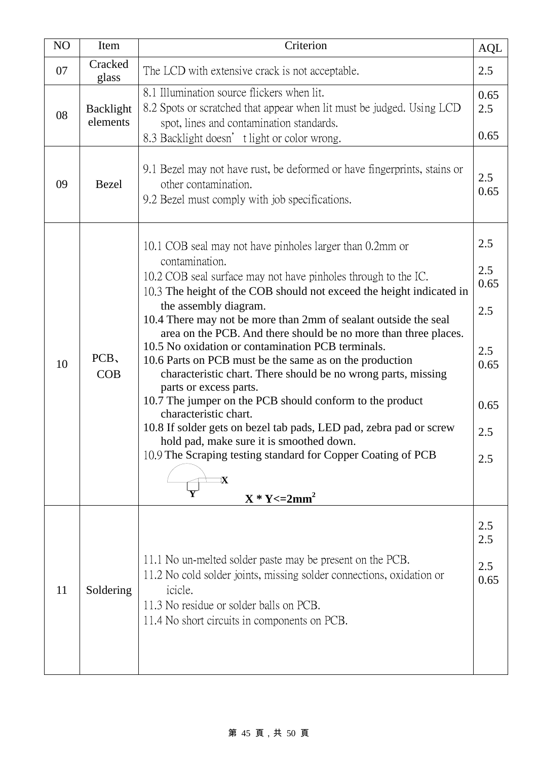| NO | Item | Criterion | AQL |
|---|---|---|---|
| 07 | Cracked glass | The LCD with extensive crack is not acceptable. | 2.5 |
| 08 | Backlight elements | 8.1 Illumination source flickers when lit.<br>8.2 Spots or scratched that appear when lit must be judged. Using LCD spot, lines and contamination standards.<br>8.3 Backlight doesn't light or color wrong. | 0.65<br>2.5<br><br>0.65 |
| 09 | Bezel | 9.1 Bezel may not have rust, be deformed or have fingerprints, stains or other contamination.<br>9.2 Bezel must comply with job specifications. | 2.5<br>0.65 |
| 10 | PCB、COB | 10.1 COB seal may not have pinholes larger than 0.2mm or contamination.<br>10.2 COB seal surface may not have pinholes through to the IC.<br>10.3 The height of the COB should not exceed the height indicated in the assembly diagram.<br>10.4 There may not be more than 2mm of sealant outside the seal area on the PCB. And there should be no more than three places.<br>10.5 No oxidation or contamination PCB terminals.<br>10.6 Parts on PCB must be the same as on the production characteristic chart. There should be no wrong parts, missing parts or excess parts.<br>10.7 The jumper on the PCB should conform to the product characteristic chart.<br>10.8 If solder gets on bezel tab pads, LED pad, zebra pad or screw hold pad, make sure it is smoothed down.<br>10.9 The Scraping testing standard for Copper Coating of PCB<br>X Y<br>**$X * Y <= 2mm^2$** | 2.5<br><br>2.5<br>0.65<br><br>2.5<br><br>2.5<br>0.65<br><br>0.65<br><br>2.5<br><br>2.5 |
| 11 | Soldering | 11.1 No un-melted solder paste may be present on the PCB.<br>11.2 No cold solder joints, missing solder connections, oxidation or icicle.<br>11.3 No residue or solder balls on PCB.<br>11.4 No short circuits in components on PCB. | 2.5<br>2.5<br><br>2.5<br>0.65 |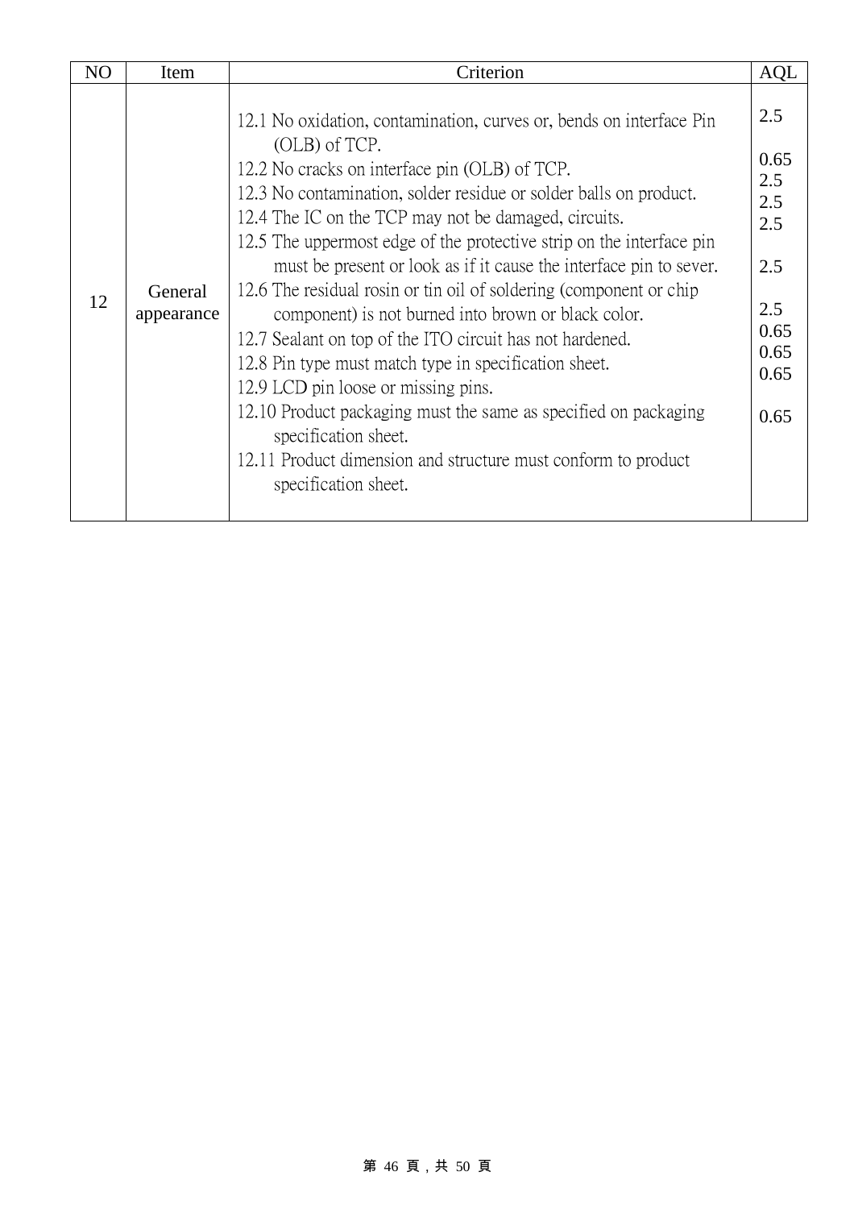| NO | Item | Criterion | AQL |
|---|---|---|---|
| 12 | General appearance | 12.1 No oxidation, contamination, curves or, bends on interface Pin (OLB) of TCP.<br>12.2 No cracks on interface pin (OLB) of TCP.<br>12.3 No contamination, solder residue or solder balls on product.<br>12.4 The IC on the TCP may not be damaged, circuits.<br>12.5 The uppermost edge of the protective strip on the interface pin must be present or look as if it cause the interface pin to sever.<br>12.6 The residual rosin or tin oil of soldering (component or chip component) is not burned into brown or black color.<br>12.7 Sealant on top of the ITO circuit has not hardened.<br>12.8 Pin type must match type in specification sheet.<br>12.9 LCD pin loose or missing pins.<br>12.10 Product packaging must the same as specified on packaging specification sheet.<br>12.11 Product dimension and structure must conform to product specification sheet. | 2.5<br>0.65<br>2.5<br>2.5<br>2.5<br>2.5<br>2.5<br>0.65<br>0.65<br>0.65<br>0.65 |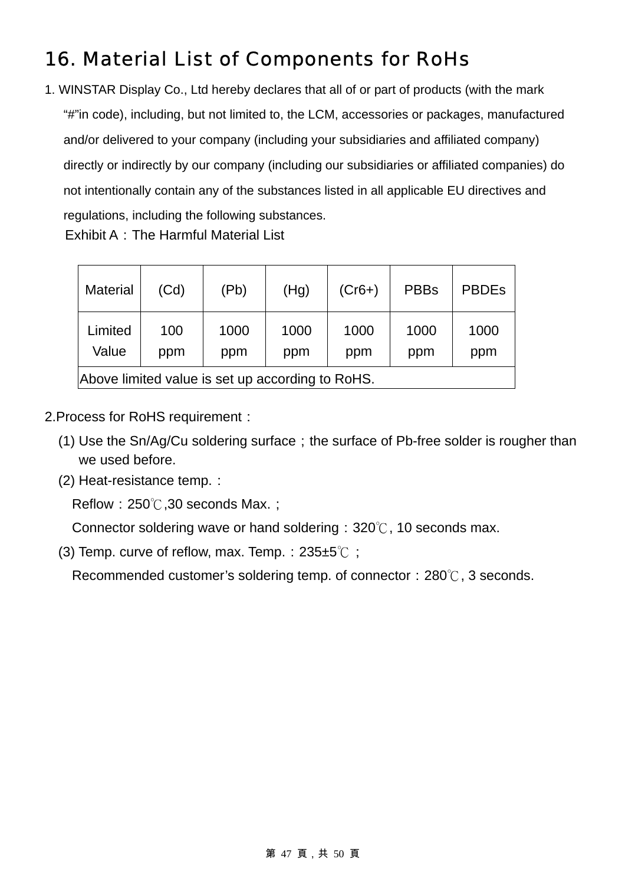# 16. Material List of Components for RoHs

1. WINSTAR Display Co., Ltd hereby declares that all of or part of products (with the mark "#"in code), including, but not limited to, the LCM, accessories or packages, manufactured and/or delivered to your company (including your subsidiaries and affiliated company) directly or indirectly by our company (including our subsidiaries or affiliated companies) do not intentionally contain any of the substances listed in all applicable EU directives and regulations, including the following substances.

Exhibit A：The Harmful Material List

| Material | (Cd) | (Pb) | (Hg) | (Cr6+) | PBBs | PBDEs |
|---|---|---|---|---|---|---|
| Limited Value | 100 ppm | 1000 ppm | 1000 ppm | 1000 ppm | 1000 ppm | 1000 ppm |
| Above limited value is set up according to RoHS. | | | | | | |

2.Process for RoHS requirement：

(1) Use the Sn/Ag/Cu soldering surface；the surface of Pb-free solder is rougher than we used before.

(2) Heat-resistance temp.：

Reflow：250℃,30 seconds Max.；

Connector soldering wave or hand soldering：320℃, 10 seconds max.

(3) Temp. curve of reflow, max. Temp.：235±5℃；

Recommended customer's soldering temp. of connector：280℃, 3 seconds.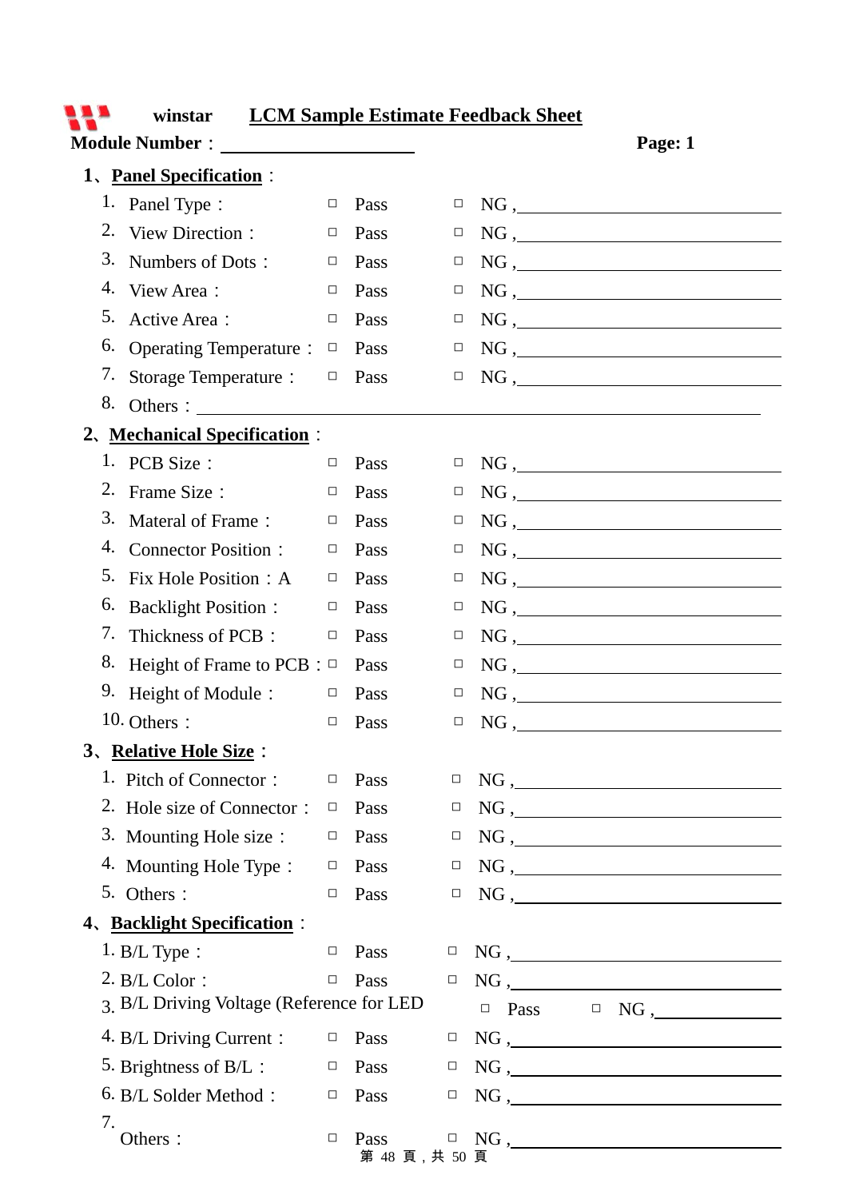**winstar** **LCM Sample Estimate Feedback Sheet**

**Module Number**：______________________ **Page: 1**

**1、Panel Specification**：

1. Panel Type： □ Pass □ NG ,______________________
2. View Direction： □ Pass □ NG ,______________________
3. Numbers of Dots： □ Pass □ NG ,______________________
4. View Area： □ Pass □ NG ,______________________
5. Active Area： □ Pass □ NG ,______________________
6. Operating Temperature： □ Pass □ NG ,______________________
7. Storage Temperature： □ Pass □ NG ,______________________
8. Others：______________________________________________

**2、Mechanical Specification**：

1. PCB Size： □ Pass □ NG ,______________________
2. Frame Size： □ Pass □ NG ,______________________
3. Materal of Frame： □ Pass □ NG ,______________________
4. Connector Position： □ Pass □ NG ,______________________
5. Fix Hole Position：A □ Pass □ NG ,______________________
6. Backlight Position： □ Pass □ NG ,______________________
7. Thickness of PCB： □ Pass □ NG ,______________________
8. Height of Frame to PCB： □ Pass □ NG ,______________________
9. Height of Module： □ Pass □ NG ,______________________
10. Others： □ Pass □ NG ,______________________

**3、Relative Hole Size**：

1. Pitch of Connector： □ Pass □ NG ,______________________
2. Hole size of Connector： □ Pass □ NG ,______________________
3. Mounting Hole size： □ Pass □ NG ,______________________
4. Mounting Hole Type： □ Pass □ NG ,______________________
5. Others： □ Pass □ NG ,______________________

**4、Backlight Specification**：

1. B/L Type： □ Pass □ NG ,______________________
2. B/L Color： □ Pass □ NG ,______________________
3. B/L Driving Voltage (Reference for LED □ Pass □ NG ,______________
4. B/L Driving Current： □ Pass □ NG ,______________________
5. Brightness of B/L： □ Pass □ NG ,______________________
6. B/L Solder Method： □ Pass □ NG ,______________________
7. Others： □ Pass □ NG ,______________________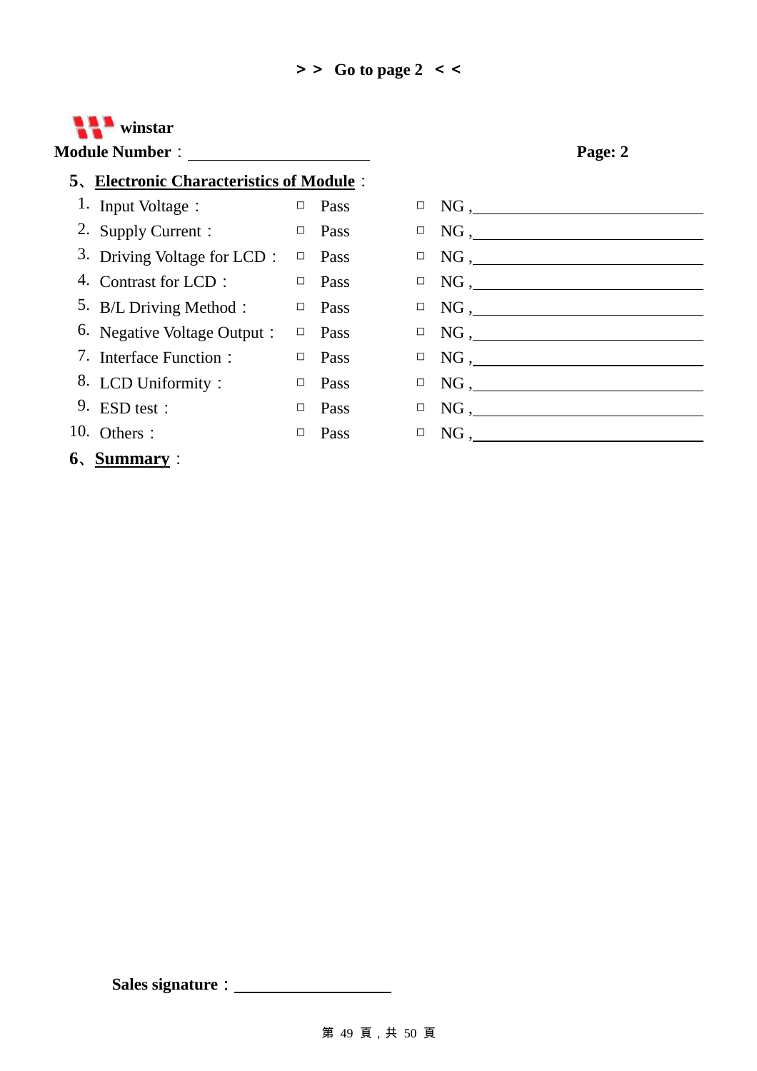**＞＞ Go to page 2 ＜＜**

**winstar**

**Module Number**：\_\_\_\_\_\_\_\_\_\_\_\_\_\_\_\_\_\_\_\_ **Page: 2**

**5、Electronic Characteristics of Module**：

| | Item | Pass | NG |
|---|---|---|---|
| 1. | Input Voltage： | □ Pass | □ NG ,\_\_\_\_\_\_\_\_\_\_\_\_\_\_\_\_\_\_\_\_ |
| 2. | Supply Current： | □ Pass | □ NG ,\_\_\_\_\_\_\_\_\_\_\_\_\_\_\_\_\_\_\_\_ |
| 3. | Driving Voltage for LCD： | □ Pass | □ NG ,\_\_\_\_\_\_\_\_\_\_\_\_\_\_\_\_\_\_\_\_ |
| 4. | Contrast for LCD： | □ Pass | □ NG ,\_\_\_\_\_\_\_\_\_\_\_\_\_\_\_\_\_\_\_\_ |
| 5. | B/L Driving Method： | □ Pass | □ NG ,\_\_\_\_\_\_\_\_\_\_\_\_\_\_\_\_\_\_\_\_ |
| 6. | Negative Voltage Output： | □ Pass | □ NG ,\_\_\_\_\_\_\_\_\_\_\_\_\_\_\_\_\_\_\_\_ |
| 7. | Interface Function： | □ Pass | □ NG ,\_\_\_\_\_\_\_\_\_\_\_\_\_\_\_\_\_\_\_\_ |
| 8. | LCD Uniformity： | □ Pass | □ NG ,\_\_\_\_\_\_\_\_\_\_\_\_\_\_\_\_\_\_\_\_ |
| 9. | ESD test： | □ Pass | □ NG ,\_\_\_\_\_\_\_\_\_\_\_\_\_\_\_\_\_\_\_\_ |
| 10. | Others： | □ Pass | □ NG ,\_\_\_\_\_\_\_\_\_\_\_\_\_\_\_\_\_\_\_\_ |

**6、Summary**：

**Sales signature**：\_\_\_\_\_\_\_\_\_\_\_\_\_\_\_\_\_\_\_\_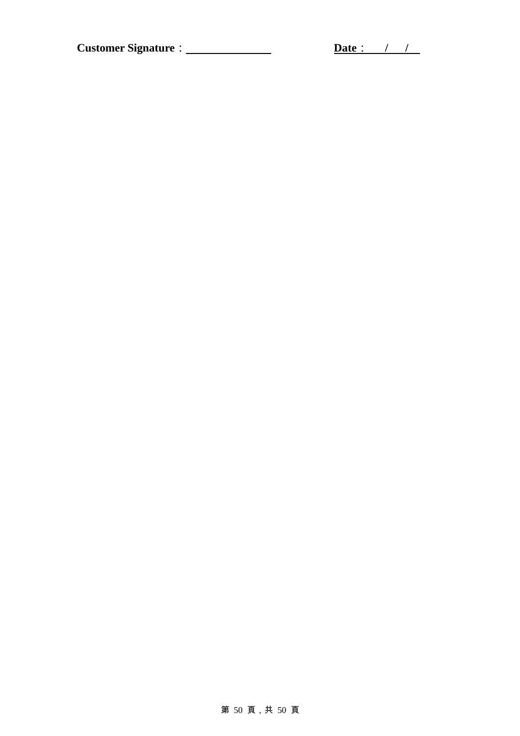**Customer Signature**：\_\_\_\_\_\_\_\_\_\_\_\_\_\_\_\_ **Date**：\_\_\_/\_\_\_/\_\_\_